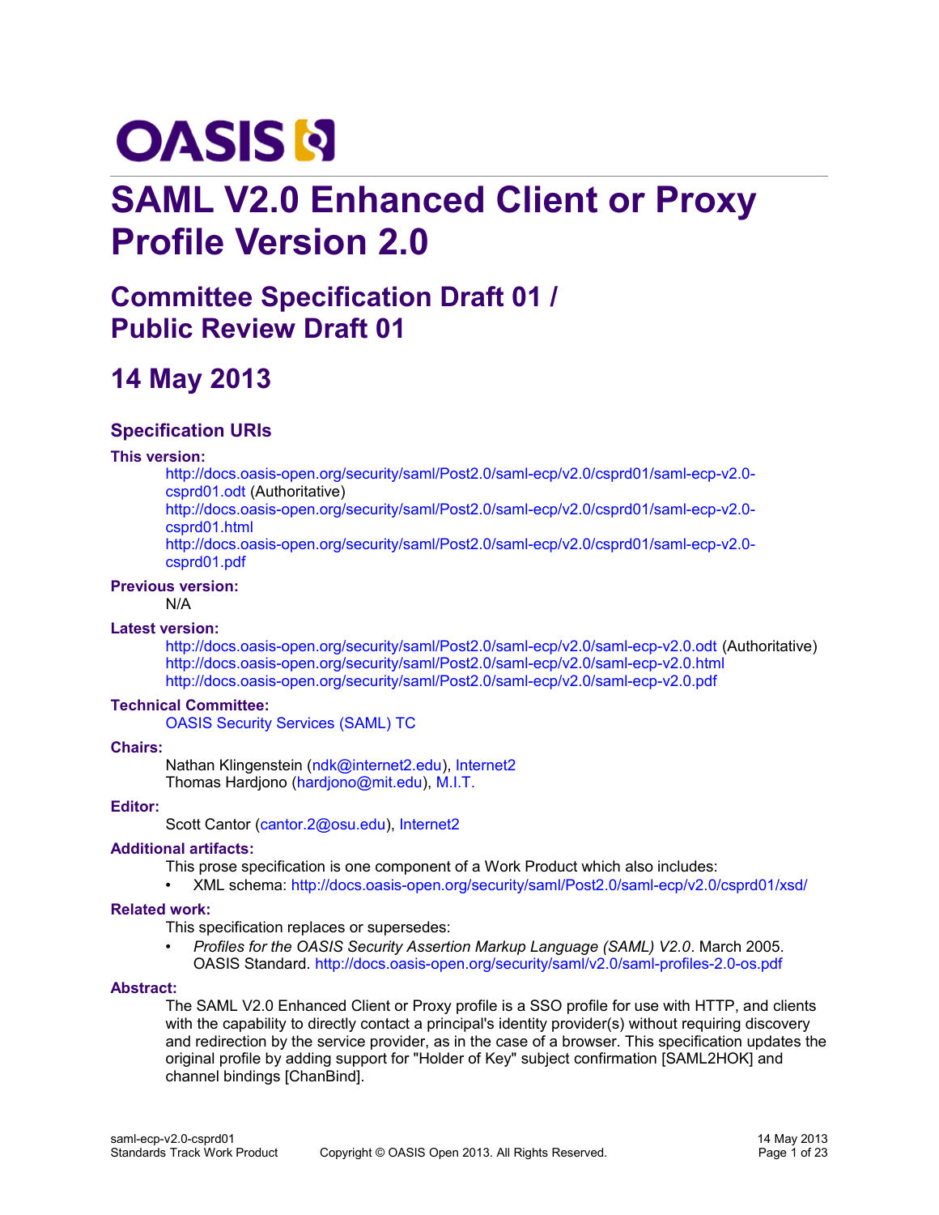# SAML V2.0 Enhanced Client or Proxy Profile Version 2.0

## Committee Specification Draft 01 / Public Review Draft 01

## 14 May 2013

### Specification URIs

**This version:**

http://docs.oasis-open.org/security/saml/Post2.0/saml-ecp/v2.0/csprd01/saml-ecp-v2.0-csprd01.odt (Authoritative)
http://docs.oasis-open.org/security/saml/Post2.0/saml-ecp/v2.0/csprd01/saml-ecp-v2.0-csprd01.html
http://docs.oasis-open.org/security/saml/Post2.0/saml-ecp/v2.0/csprd01/saml-ecp-v2.0-csprd01.pdf

**Previous version:**

N/A

**Latest version:**

http://docs.oasis-open.org/security/saml/Post2.0/saml-ecp/v2.0/saml-ecp-v2.0.odt (Authoritative)
http://docs.oasis-open.org/security/saml/Post2.0/saml-ecp/v2.0/saml-ecp-v2.0.html
http://docs.oasis-open.org/security/saml/Post2.0/saml-ecp/v2.0/saml-ecp-v2.0.pdf

**Technical Committee:**

OASIS Security Services (SAML) TC

**Chairs:**

Nathan Klingenstein (ndk@internet2.edu), Internet2
Thomas Hardjono (hardjono@mit.edu), M.I.T.

**Editor:**

Scott Cantor (cantor.2@osu.edu), Internet2

**Additional artifacts:**

This prose specification is one component of a Work Product which also includes:

- XML schema: http://docs.oasis-open.org/security/saml/Post2.0/saml-ecp/v2.0/csprd01/xsd/

**Related work:**

This specification replaces or supersedes:

- *Profiles for the OASIS Security Assertion Markup Language (SAML) V2.0*. March 2005. OASIS Standard. http://docs.oasis-open.org/security/saml/v2.0/saml-profiles-2.0-os.pdf

**Abstract:**

The SAML V2.0 Enhanced Client or Proxy profile is a SSO profile for use with HTTP, and clients with the capability to directly contact a principal's identity provider(s) without requiring discovery and redirection by the service provider, as in the case of a browser. This specification updates the original profile by adding support for "Holder of Key" subject confirmation [SAML2HOK] and channel bindings [ChanBind].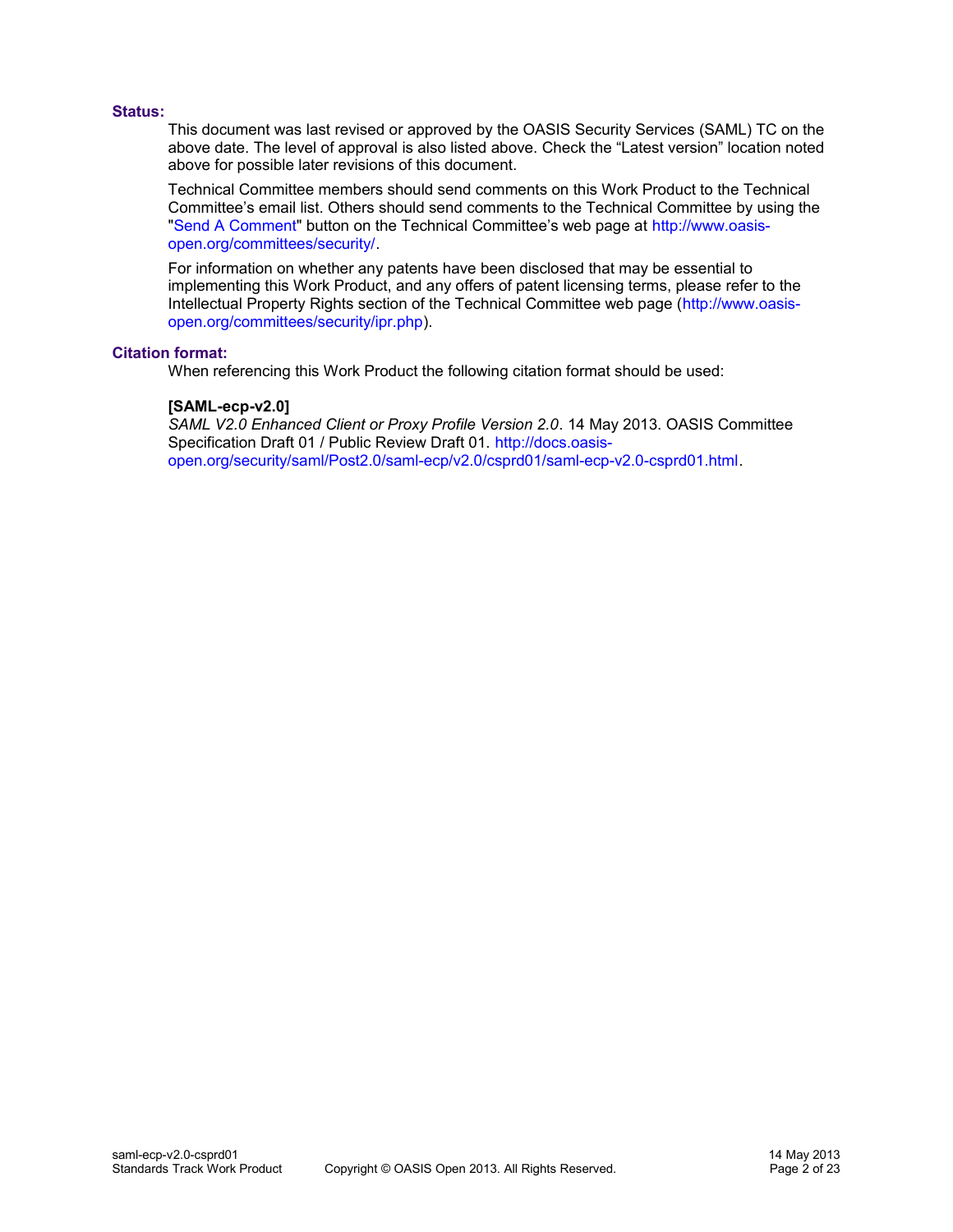**Status:**

This document was last revised or approved by the OASIS Security Services (SAML) TC on the above date. The level of approval is also listed above. Check the "Latest version" location noted above for possible later revisions of this document.

Technical Committee members should send comments on this Work Product to the Technical Committee's email list. Others should send comments to the Technical Committee by using the "Send A Comment" button on the Technical Committee's web page at http://www.oasis-open.org/committees/security/.

For information on whether any patents have been disclosed that may be essential to implementing this Work Product, and any offers of patent licensing terms, please refer to the Intellectual Property Rights section of the Technical Committee web page (http://www.oasis-open.org/committees/security/ipr.php).

**Citation format:**

When referencing this Work Product the following citation format should be used:

**[SAML-ecp-v2.0]**
*SAML V2.0 Enhanced Client or Proxy Profile Version 2.0*. 14 May 2013. OASIS Committee Specification Draft 01 / Public Review Draft 01. http://docs.oasis-open.org/security/saml/Post2.0/saml-ecp/v2.0/csprd01/saml-ecp-v2.0-csprd01.html.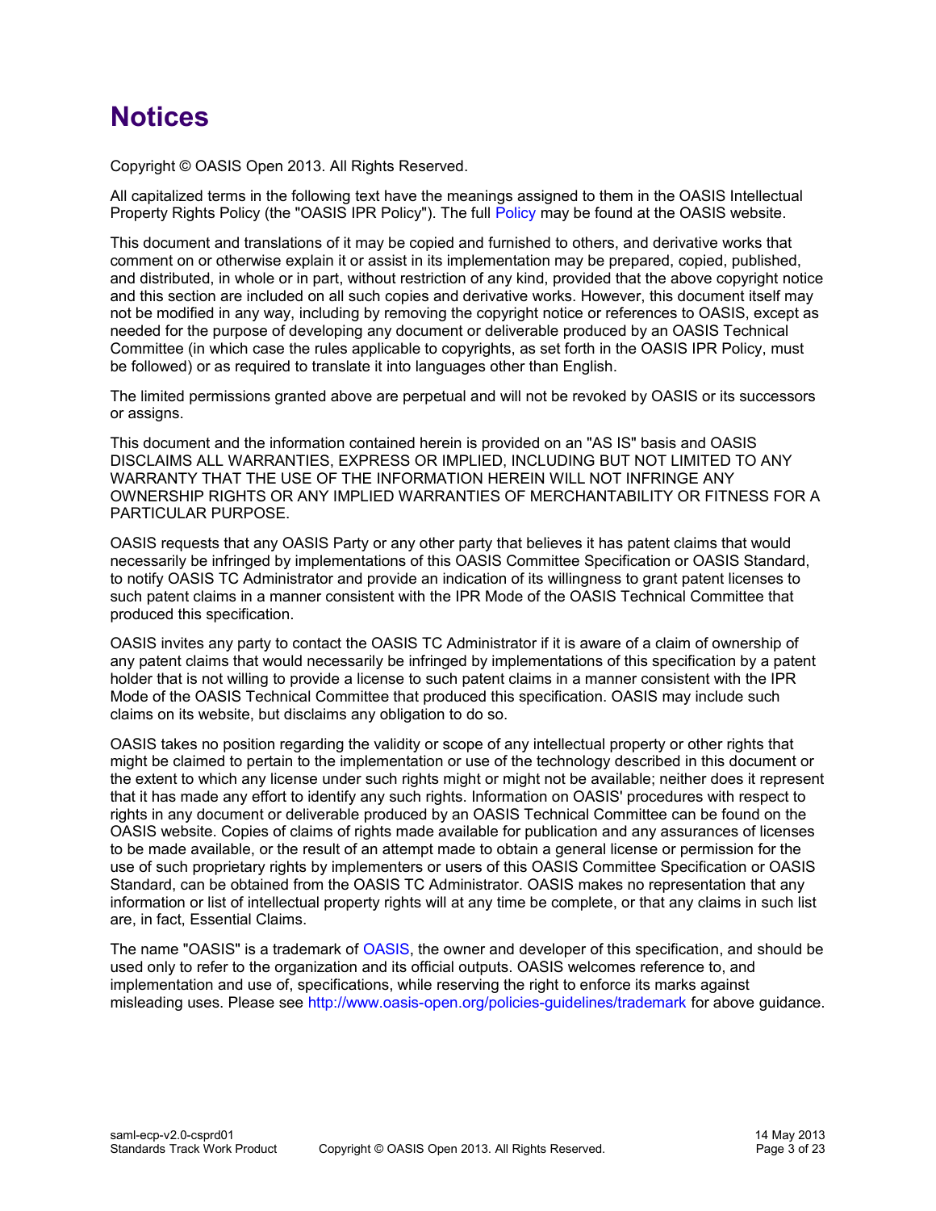# Notices

Copyright © OASIS Open 2013. All Rights Reserved.

All capitalized terms in the following text have the meanings assigned to them in the OASIS Intellectual Property Rights Policy (the "OASIS IPR Policy"). The full Policy may be found at the OASIS website.

This document and translations of it may be copied and furnished to others, and derivative works that comment on or otherwise explain it or assist in its implementation may be prepared, copied, published, and distributed, in whole or in part, without restriction of any kind, provided that the above copyright notice and this section are included on all such copies and derivative works. However, this document itself may not be modified in any way, including by removing the copyright notice or references to OASIS, except as needed for the purpose of developing any document or deliverable produced by an OASIS Technical Committee (in which case the rules applicable to copyrights, as set forth in the OASIS IPR Policy, must be followed) or as required to translate it into languages other than English.

The limited permissions granted above are perpetual and will not be revoked by OASIS or its successors or assigns.

This document and the information contained herein is provided on an "AS IS" basis and OASIS DISCLAIMS ALL WARRANTIES, EXPRESS OR IMPLIED, INCLUDING BUT NOT LIMITED TO ANY WARRANTY THAT THE USE OF THE INFORMATION HEREIN WILL NOT INFRINGE ANY OWNERSHIP RIGHTS OR ANY IMPLIED WARRANTIES OF MERCHANTABILITY OR FITNESS FOR A PARTICULAR PURPOSE.

OASIS requests that any OASIS Party or any other party that believes it has patent claims that would necessarily be infringed by implementations of this OASIS Committee Specification or OASIS Standard, to notify OASIS TC Administrator and provide an indication of its willingness to grant patent licenses to such patent claims in a manner consistent with the IPR Mode of the OASIS Technical Committee that produced this specification.

OASIS invites any party to contact the OASIS TC Administrator if it is aware of a claim of ownership of any patent claims that would necessarily be infringed by implementations of this specification by a patent holder that is not willing to provide a license to such patent claims in a manner consistent with the IPR Mode of the OASIS Technical Committee that produced this specification. OASIS may include such claims on its website, but disclaims any obligation to do so.

OASIS takes no position regarding the validity or scope of any intellectual property or other rights that might be claimed to pertain to the implementation or use of the technology described in this document or the extent to which any license under such rights might or might not be available; neither does it represent that it has made any effort to identify any such rights. Information on OASIS' procedures with respect to rights in any document or deliverable produced by an OASIS Technical Committee can be found on the OASIS website. Copies of claims of rights made available for publication and any assurances of licenses to be made available, or the result of an attempt made to obtain a general license or permission for the use of such proprietary rights by implementers or users of this OASIS Committee Specification or OASIS Standard, can be obtained from the OASIS TC Administrator. OASIS makes no representation that any information or list of intellectual property rights will at any time be complete, or that any claims in such list are, in fact, Essential Claims.

The name "OASIS" is a trademark of OASIS, the owner and developer of this specification, and should be used only to refer to the organization and its official outputs. OASIS welcomes reference to, and implementation and use of, specifications, while reserving the right to enforce its marks against misleading uses. Please see http://www.oasis-open.org/policies-guidelines/trademark for above guidance.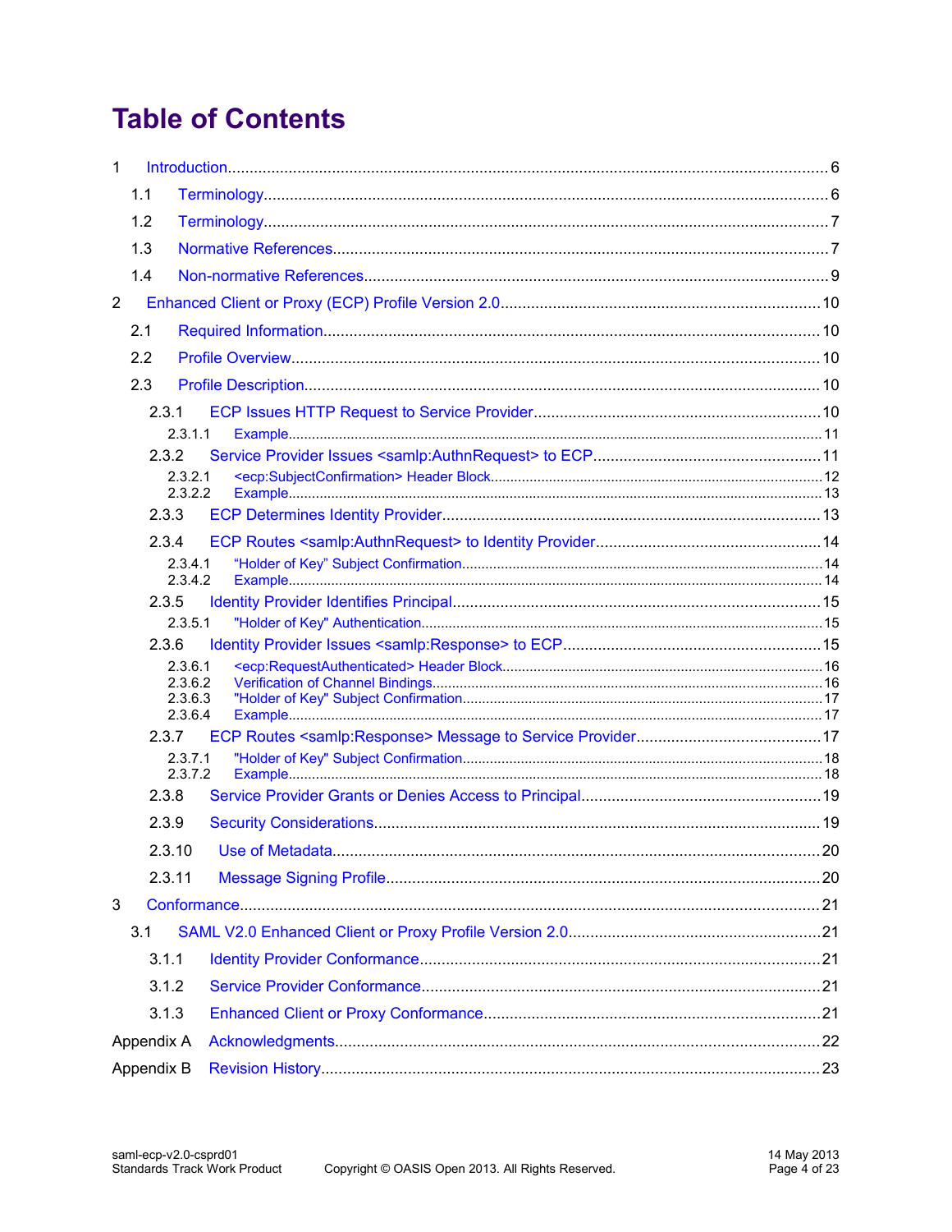# Table of Contents

- 1 Introduction ... 6
  - 1.1 Terminology ... 6
  - 1.2 Terminology ... 7
  - 1.3 Normative References ... 7
  - 1.4 Non-normative References ... 9
- 2 Enhanced Client or Proxy (ECP) Profile Version 2.0 ... 10
  - 2.1 Required Information ... 10
  - 2.2 Profile Overview ... 10
  - 2.3 Profile Description ... 10
    - 2.3.1 ECP Issues HTTP Request to Service Provider ... 10
      - 2.3.1.1 Example ... 11
    - 2.3.2 Service Provider Issues <samlp:AuthnRequest> to ECP ... 11
      - 2.3.2.1 <ecp:SubjectConfirmation> Header Block ... 12
      - 2.3.2.2 Example ... 13
    - 2.3.3 ECP Determines Identity Provider ... 13
    - 2.3.4 ECP Routes <samlp:AuthnRequest> to Identity Provider ... 14
      - 2.3.4.1 "Holder of Key" Subject Confirmation ... 14
      - 2.3.4.2 Example ... 14
    - 2.3.5 Identity Provider Identifies Principal ... 15
      - 2.3.5.1 "Holder of Key" Authentication ... 15
    - 2.3.6 Identity Provider Issues <samlp:Response> to ECP ... 15
      - 2.3.6.1 <ecp:RequestAuthenticated> Header Block ... 16
      - 2.3.6.2 Verification of Channel Bindings ... 16
      - 2.3.6.3 "Holder of Key" Subject Confirmation ... 17
      - 2.3.6.4 Example ... 17
    - 2.3.7 ECP Routes <samlp:Response> Message to Service Provider ... 17
      - 2.3.7.1 "Holder of Key" Subject Confirmation ... 18
      - 2.3.7.2 Example ... 18
    - 2.3.8 Service Provider Grants or Denies Access to Principal ... 19
    - 2.3.9 Security Considerations ... 19
    - 2.3.10 Use of Metadata ... 20
    - 2.3.11 Message Signing Profile ... 20
- 3 Conformance ... 21
  - 3.1 SAML V2.0 Enhanced Client or Proxy Profile Version 2.0 ... 21
    - 3.1.1 Identity Provider Conformance ... 21
    - 3.1.2 Service Provider Conformance ... 21
    - 3.1.3 Enhanced Client or Proxy Conformance ... 21
- Appendix A Acknowledgments ... 22
- Appendix B Revision History ... 23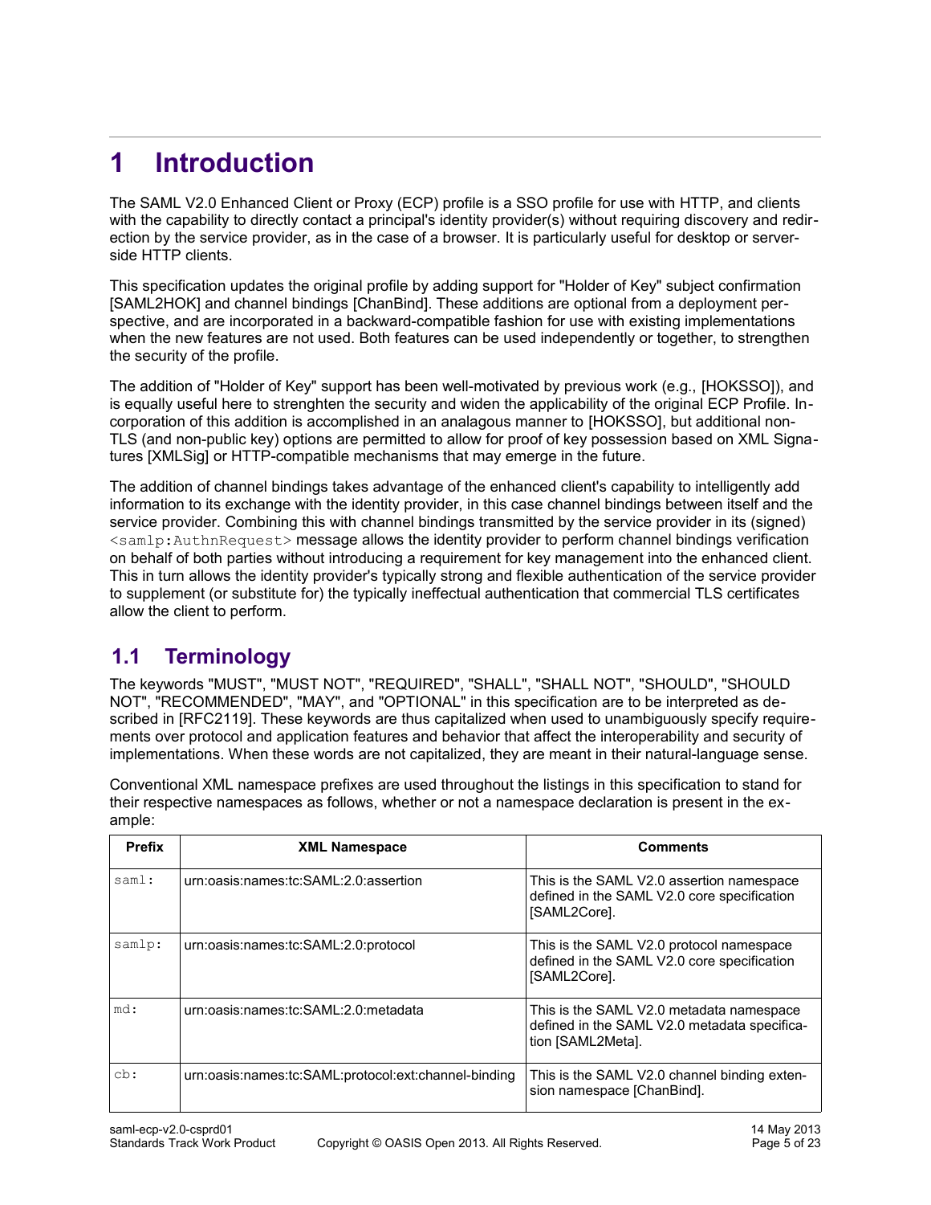# 1 Introduction

The SAML V2.0 Enhanced Client or Proxy (ECP) profile is a SSO profile for use with HTTP, and clients with the capability to directly contact a principal's identity provider(s) without requiring discovery and redirection by the service provider, as in the case of a browser. It is particularly useful for desktop or server-side HTTP clients.

This specification updates the original profile by adding support for "Holder of Key" subject confirmation [SAML2HOK] and channel bindings [ChanBind]. These additions are optional from a deployment perspective, and are incorporated in a backward-compatible fashion for use with existing implementations when the new features are not used. Both features can be used independently or together, to strengthen the security of the profile.

The addition of "Holder of Key" support has been well-motivated by previous work (e.g., [HOKSSO]), and is equally useful here to strenghten the security and widen the applicability of the original ECP Profile. Incorporation of this addition is accomplished in an analagous manner to [HOKSSO], but additional non-TLS (and non-public key) options are permitted to allow for proof of key possession based on XML Signatures [XMLSig] or HTTP-compatible mechanisms that may emerge in the future.

The addition of channel bindings takes advantage of the enhanced client's capability to intelligently add information to its exchange with the identity provider, in this case channel bindings between itself and the service provider. Combining this with channel bindings transmitted by the service provider in its (signed) `<samlp:AuthnRequest>` message allows the identity provider to perform channel bindings verification on behalf of both parties without introducing a requirement for key management into the enhanced client. This in turn allows the identity provider's typically strong and flexible authentication of the service provider to supplement (or substitute for) the typically ineffectual authentication that commercial TLS certificates allow the client to perform.

## 1.1 Terminology

The keywords "MUST", "MUST NOT", "REQUIRED", "SHALL", "SHALL NOT", "SHOULD", "SHOULD NOT", "RECOMMENDED", "MAY", and "OPTIONAL" in this specification are to be interpreted as described in [RFC2119]. These keywords are thus capitalized when used to unambiguously specify requirements over protocol and application features and behavior that affect the interoperability and security of implementations. When these words are not capitalized, they are meant in their natural-language sense.

Conventional XML namespace prefixes are used throughout the listings in this specification to stand for their respective namespaces as follows, whether or not a namespace declaration is present in the example:

| Prefix | XML Namespace | Comments |
|---|---|---|
| `saml:` | urn:oasis:names:tc:SAML:2.0:assertion | This is the SAML V2.0 assertion namespace defined in the SAML V2.0 core specification [SAML2Core]. |
| `samlp:` | urn:oasis:names:tc:SAML:2.0:protocol | This is the SAML V2.0 protocol namespace defined in the SAML V2.0 core specification [SAML2Core]. |
| `md:` | urn:oasis:names:tc:SAML:2.0:metadata | This is the SAML V2.0 metadata namespace defined in the SAML V2.0 metadata specification [SAML2Meta]. |
| `cb:` | urn:oasis:names:tc:SAML:protocol:ext:channel-binding | This is the SAML V2.0 channel binding extension namespace [ChanBind]. |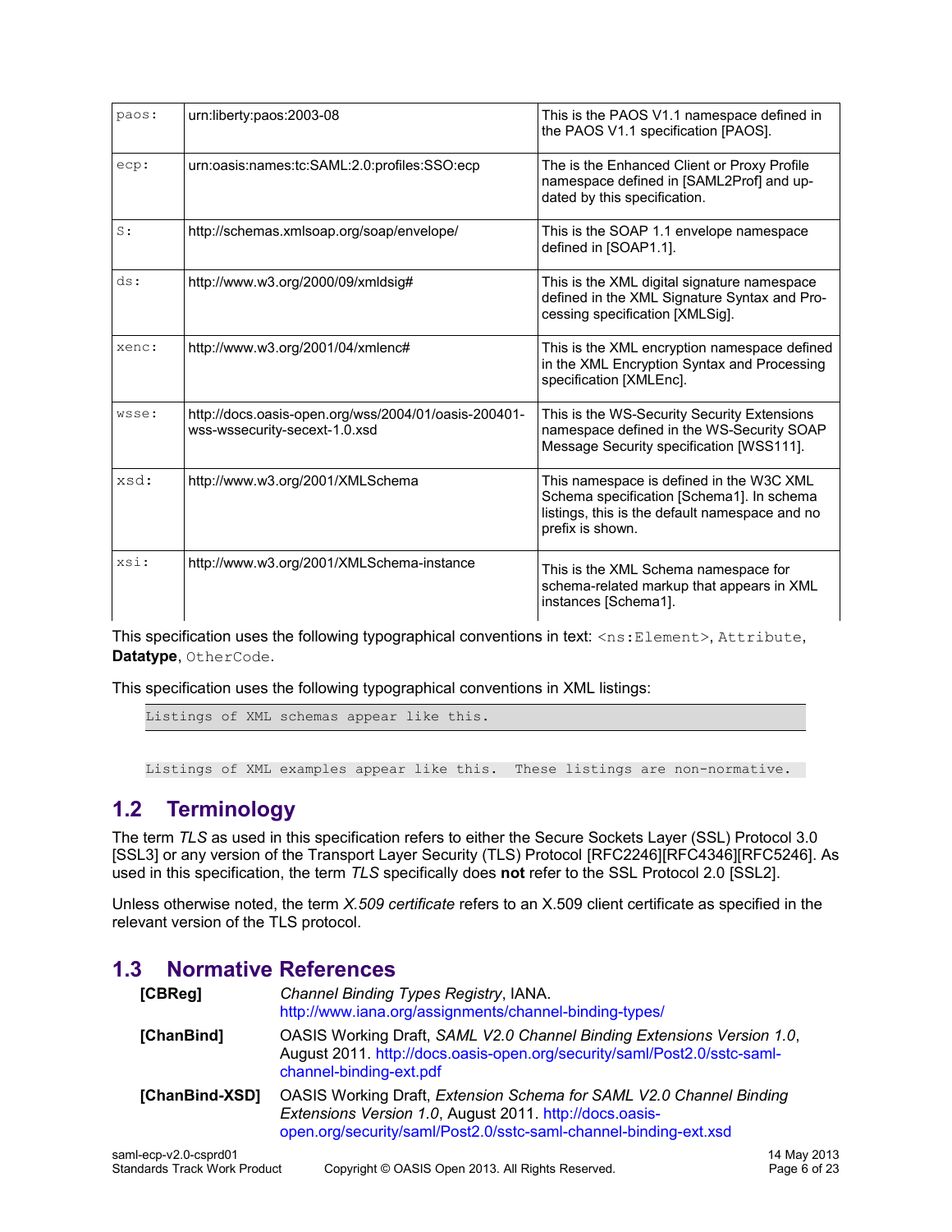| | | |
|---|---|---|
| paos: | urn:liberty:paos:2003-08 | This is the PAOS V1.1 namespace defined in the PAOS V1.1 specification [PAOS]. |
| ecp: | urn:oasis:names:tc:SAML:2.0:profiles:SSO:ecp | The is the Enhanced Client or Proxy Profile namespace defined in [SAML2Prof] and up-dated by this specification. |
| S: | http://schemas.xmlsoap.org/soap/envelope/ | This is the SOAP 1.1 envelope namespace defined in [SOAP1.1]. |
| ds: | http://www.w3.org/2000/09/xmldsig# | This is the XML digital signature namespace defined in the XML Signature Syntax and Pro-cessing specification [XMLSig]. |
| xenc: | http://www.w3.org/2001/04/xmlenc# | This is the XML encryption namespace defined in the XML Encryption Syntax and Processing specification [XMLEnc]. |
| wsse: | http://docs.oasis-open.org/wss/2004/01/oasis-200401-wss-wssecurity-secext-1.0.xsd | This is the WS-Security Security Extensions namespace defined in the WS-Security SOAP Message Security specification [WSS111]. |
| xsd: | http://www.w3.org/2001/XMLSchema | This namespace is defined in the W3C XML Schema specification [Schema1]. In schema listings, this is the default namespace and no prefix is shown. |
| xsi: | http://www.w3.org/2001/XMLSchema-instance | This is the XML Schema namespace for schema-related markup that appears in XML instances [Schema1]. |

This specification uses the following typographical conventions in text: `<ns:Element>`, `Attribute`, **Datatype**, `OtherCode`.

This specification uses the following typographical conventions in XML listings:

```
Listings of XML schemas appear like this.
```

```
Listings of XML examples appear like this.  These listings are non-normative.
```

## 1.2 Terminology

The term *TLS* as used in this specification refers to either the Secure Sockets Layer (SSL) Protocol 3.0 [SSL3] or any version of the Transport Layer Security (TLS) Protocol [RFC2246][RFC4346][RFC5246]. As used in this specification, the term *TLS* specifically does **not** refer to the SSL Protocol 2.0 [SSL2].

Unless otherwise noted, the term *X.509 certificate* refers to an X.509 client certificate as specified in the relevant version of the TLS protocol.

## 1.3 Normative References

**[CBReg]** *Channel Binding Types Registry*, IANA. http://www.iana.org/assignments/channel-binding-types/

**[ChanBind]** OASIS Working Draft, *SAML V2.0 Channel Binding Extensions Version 1.0*, August 2011. http://docs.oasis-open.org/security/saml/Post2.0/sstc-saml-channel-binding-ext.pdf

**[ChanBind-XSD]** OASIS Working Draft, *Extension Schema for SAML V2.0 Channel Binding Extensions Version 1.0*, August 2011. http://docs.oasis-open.org/security/saml/Post2.0/sstc-saml-channel-binding-ext.xsd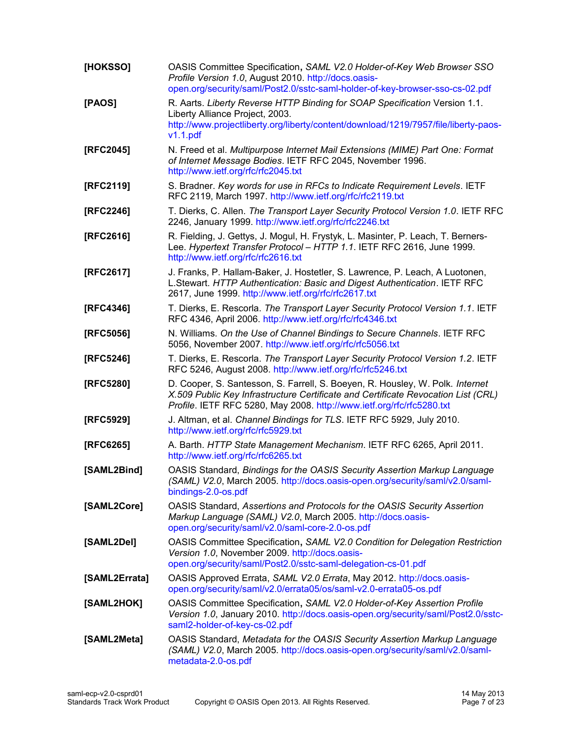**[HOKSSO]** OASIS Committee Specification, *SAML V2.0 Holder-of-Key Web Browser SSO Profile Version 1.0*, August 2010. http://docs.oasis-open.org/security/saml/Post2.0/sstc-saml-holder-of-key-browser-sso-cs-02.pdf

**[PAOS]** R. Aarts. *Liberty Reverse HTTP Binding for SOAP Specification* Version 1.1. Liberty Alliance Project, 2003. http://www.projectliberty.org/liberty/content/download/1219/7957/file/liberty-paos-v1.1.pdf

**[RFC2045]** N. Freed et al. *Multipurpose Internet Mail Extensions (MIME) Part One: Format of Internet Message Bodies*. IETF RFC 2045, November 1996. http://www.ietf.org/rfc/rfc2045.txt

**[RFC2119]** S. Bradner. *Key words for use in RFCs to Indicate Requirement Levels*. IETF RFC 2119, March 1997. http://www.ietf.org/rfc/rfc2119.txt

**[RFC2246]** T. Dierks, C. Allen. *The Transport Layer Security Protocol Version 1.0*. IETF RFC 2246, January 1999. http://www.ietf.org/rfc/rfc2246.txt

**[RFC2616]** R. Fielding, J. Gettys, J. Mogul, H. Frystyk, L. Masinter, P. Leach, T. Berners-Lee. *Hypertext Transfer Protocol – HTTP 1.1*. IETF RFC 2616, June 1999. http://www.ietf.org/rfc/rfc2616.txt

**[RFC2617]** J. Franks, P. Hallam-Baker, J. Hostetler, S. Lawrence, P. Leach, A Luotonen, L.Stewart. *HTTP Authentication: Basic and Digest Authentication*. IETF RFC 2617, June 1999. http://www.ietf.org/rfc/rfc2617.txt

**[RFC4346]** T. Dierks, E. Rescorla. *The Transport Layer Security Protocol Version 1.1*. IETF RFC 4346, April 2006. http://www.ietf.org/rfc/rfc4346.txt

**[RFC5056]** N. Williams. *On the Use of Channel Bindings to Secure Channels*. IETF RFC 5056, November 2007. http://www.ietf.org/rfc/rfc5056.txt

**[RFC5246]** T. Dierks, E. Rescorla. *The Transport Layer Security Protocol Version 1.2*. IETF RFC 5246, August 2008. http://www.ietf.org/rfc/rfc5246.txt

**[RFC5280]** D. Cooper, S. Santesson, S. Farrell, S. Boeyen, R. Housley, W. Polk. *Internet X.509 Public Key Infrastructure Certificate and Certificate Revocation List (CRL) Profile*. IETF RFC 5280, May 2008. http://www.ietf.org/rfc/rfc5280.txt

**[RFC5929]** J. Altman, et al. *Channel Bindings for TLS*. IETF RFC 5929, July 2010. http://www.ietf.org/rfc/rfc5929.txt

**[RFC6265]** A. Barth. *HTTP State Management Mechanism*. IETF RFC 6265, April 2011. http://www.ietf.org/rfc/rfc6265.txt

**[SAML2Bind]** OASIS Standard, *Bindings for the OASIS Security Assertion Markup Language (SAML) V2.0*, March 2005. http://docs.oasis-open.org/security/saml/v2.0/saml-bindings-2.0-os.pdf

**[SAML2Core]** OASIS Standard, *Assertions and Protocols for the OASIS Security Assertion Markup Language (SAML) V2.0*, March 2005. http://docs.oasis-open.org/security/saml/v2.0/saml-core-2.0-os.pdf

**[SAML2Del]** OASIS Committee Specification, *SAML V2.0 Condition for Delegation Restriction Version 1.0*, November 2009. http://docs.oasis-open.org/security/saml/Post2.0/sstc-saml-delegation-cs-01.pdf

**[SAML2Errata]** OASIS Approved Errata, *SAML V2.0 Errata*, May 2012. http://docs.oasis-open.org/security/saml/v2.0/errata05/os/saml-v2.0-errata05-os.pdf

**[SAML2HOK]** OASIS Committee Specification, *SAML V2.0 Holder-of-Key Assertion Profile Version 1.0*, January 2010. http://docs.oasis-open.org/security/saml/Post2.0/sstc-saml2-holder-of-key-cs-02.pdf

**[SAML2Meta]** OASIS Standard, *Metadata for the OASIS Security Assertion Markup Language (SAML) V2.0*, March 2005. http://docs.oasis-open.org/security/saml/v2.0/saml-metadata-2.0-os.pdf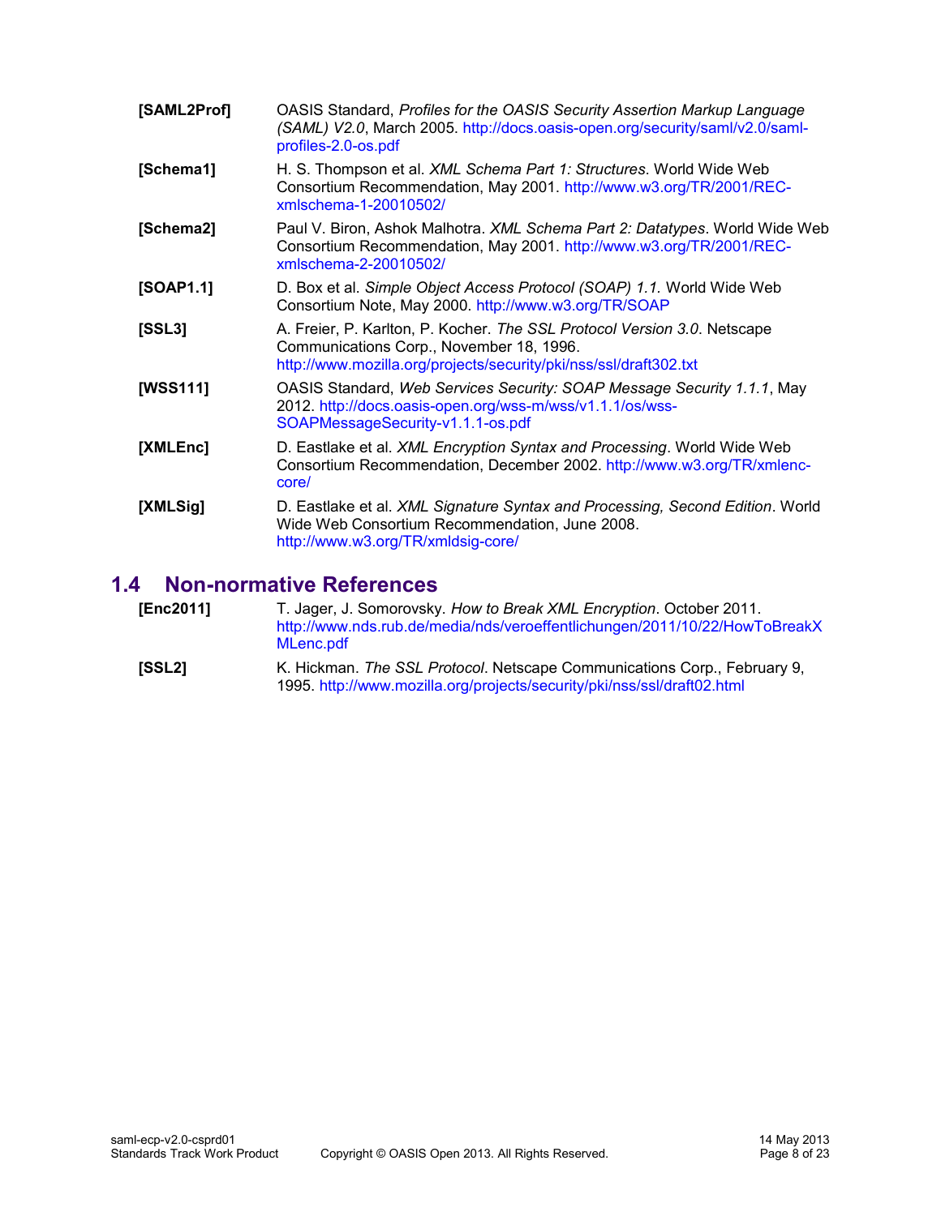**[SAML2Prof]** OASIS Standard, *Profiles for the OASIS Security Assertion Markup Language (SAML) V2.0*, March 2005. http://docs.oasis-open.org/security/saml/v2.0/saml-profiles-2.0-os.pdf

**[Schema1]** H. S. Thompson et al. *XML Schema Part 1: Structures*. World Wide Web Consortium Recommendation, May 2001. http://www.w3.org/TR/2001/REC-xmlschema-1-20010502/

**[Schema2]** Paul V. Biron, Ashok Malhotra. *XML Schema Part 2: Datatypes*. World Wide Web Consortium Recommendation, May 2001. http://www.w3.org/TR/2001/REC-xmlschema-2-20010502/

**[SOAP1.1]** D. Box et al. *Simple Object Access Protocol (SOAP) 1.1.* World Wide Web Consortium Note, May 2000. http://www.w3.org/TR/SOAP

**[SSL3]** A. Freier, P. Karlton, P. Kocher. *The SSL Protocol Version 3.0*. Netscape Communications Corp., November 18, 1996. http://www.mozilla.org/projects/security/pki/nss/ssl/draft302.txt

**[WSS111]** OASIS Standard, *Web Services Security: SOAP Message Security 1.1.1*, May 2012. http://docs.oasis-open.org/wss-m/wss/v1.1.1/os/wss-SOAPMessageSecurity-v1.1.1-os.pdf

**[XMLEnc]** D. Eastlake et al. *XML Encryption Syntax and Processing*. World Wide Web Consortium Recommendation, December 2002. http://www.w3.org/TR/xmlenc-core/

**[XMLSig]** D. Eastlake et al. *XML Signature Syntax and Processing, Second Edition*. World Wide Web Consortium Recommendation, June 2008. http://www.w3.org/TR/xmldsig-core/

## 1.4 Non-normative References

**[Enc2011]** T. Jager, J. Somorovsky. *How to Break XML Encryption*. October 2011. http://www.nds.rub.de/media/nds/veroeffentlichungen/2011/10/22/HowToBreakXMLenc.pdf

**[SSL2]** K. Hickman. *The SSL Protocol*. Netscape Communications Corp., February 9, 1995. http://www.mozilla.org/projects/security/pki/nss/ssl/draft02.html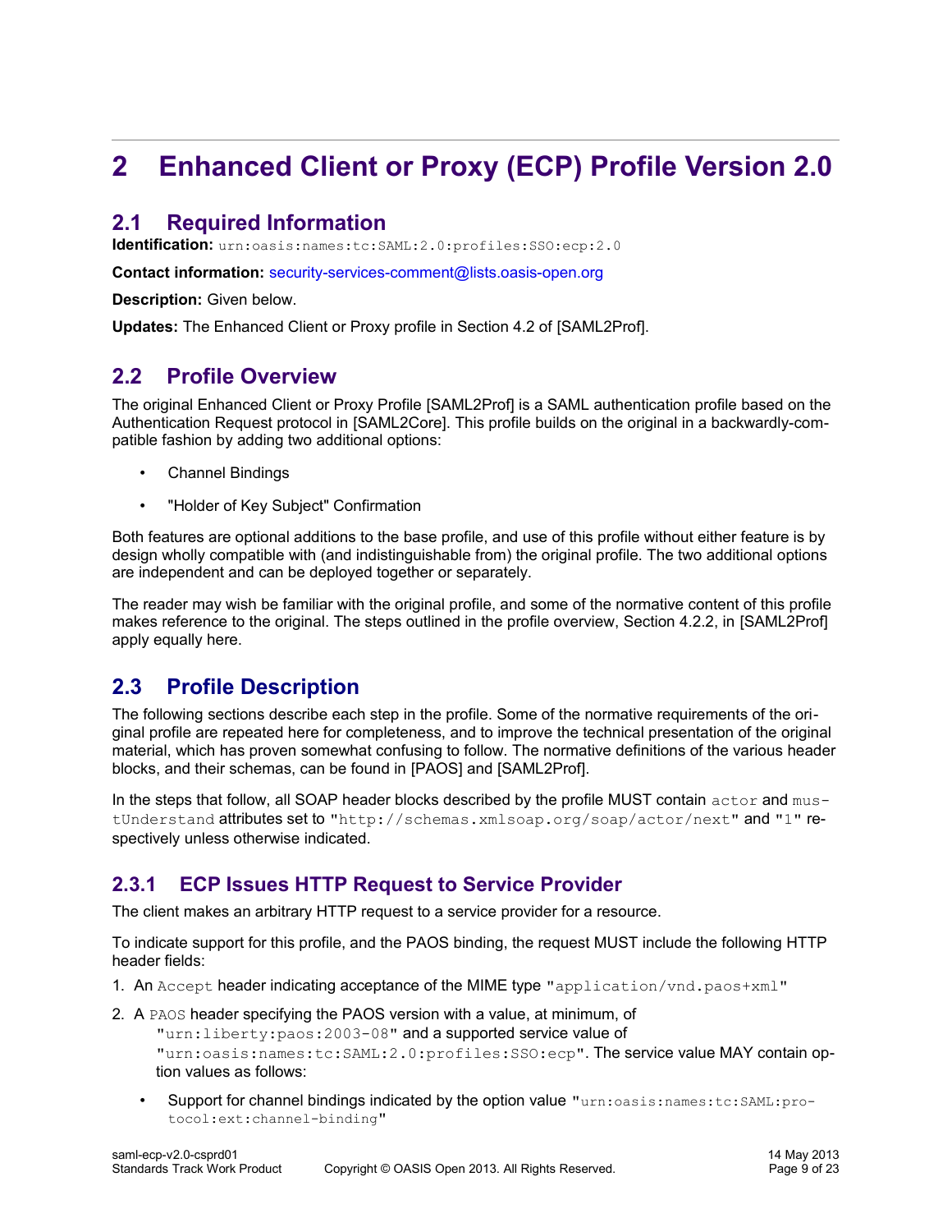# 2 Enhanced Client or Proxy (ECP) Profile Version 2.0

## 2.1 Required Information

**Identification:** `urn:oasis:names:tc:SAML:2.0:profiles:SSO:ecp:2.0`

**Contact information:** security-services-comment@lists.oasis-open.org

**Description:** Given below.

**Updates:** The Enhanced Client or Proxy profile in Section 4.2 of [SAML2Prof].

## 2.2 Profile Overview

The original Enhanced Client or Proxy Profile [SAML2Prof] is a SAML authentication profile based on the Authentication Request protocol in [SAML2Core]. This profile builds on the original in a backwardly-compatible fashion by adding two additional options:

- Channel Bindings
- "Holder of Key Subject" Confirmation

Both features are optional additions to the base profile, and use of this profile without either feature is by design wholly compatible with (and indistinguishable from) the original profile. The two additional options are independent and can be deployed together or separately.

The reader may wish be familiar with the original profile, and some of the normative content of this profile makes reference to the original. The steps outlined in the profile overview, Section 4.2.2, in [SAML2Prof] apply equally here.

## 2.3 Profile Description

The following sections describe each step in the profile. Some of the normative requirements of the original profile are repeated here for completeness, and to improve the technical presentation of the original material, which has proven somewhat confusing to follow. The normative definitions of the various header blocks, and their schemas, can be found in [PAOS] and [SAML2Prof].

In the steps that follow, all SOAP header blocks described by the profile MUST contain `actor` and `mustUnderstand` attributes set to `"http://schemas.xmlsoap.org/soap/actor/next"` and `"1"` respectively unless otherwise indicated.

### 2.3.1 ECP Issues HTTP Request to Service Provider

The client makes an arbitrary HTTP request to a service provider for a resource.

To indicate support for this profile, and the PAOS binding, the request MUST include the following HTTP header fields:

1. An `Accept` header indicating acceptance of the MIME type `"application/vnd.paos+xml"`
2. A `PAOS` header specifying the PAOS version with a value, at minimum, of `"urn:liberty:paos:2003-08"` and a supported service value of `"urn:oasis:names:tc:SAML:2.0:profiles:SSO:ecp"`. The service value MAY contain option values as follows:
   - Support for channel bindings indicated by the option value `"urn:oasis:names:tc:SAML:protocol:ext:channel-binding"`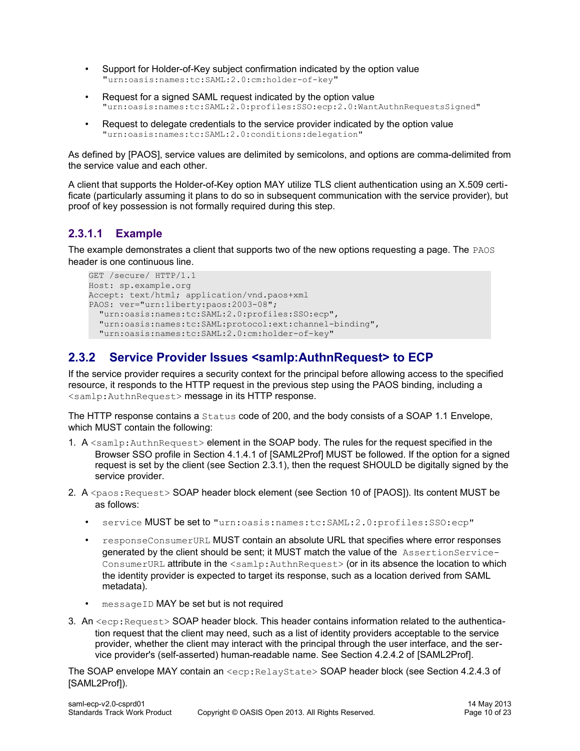- Support for Holder-of-Key subject confirmation indicated by the option value `"urn:oasis:names:tc:SAML:2.0:cm:holder-of-key"`
- Request for a signed SAML request indicated by the option value `"urn:oasis:names:tc:SAML:2.0:profiles:SSO:ecp:2.0:WantAuthnRequestsSigned"`
- Request to delegate credentials to the service provider indicated by the option value `"urn:oasis:names:tc:SAML:2.0:conditions:delegation"`

As defined by [PAOS], service values are delimited by semicolons, and options are comma-delimited from the service value and each other.

A client that supports the Holder-of-Key option MAY utilize TLS client authentication using an X.509 certificate (particularly assuming it plans to do so in subsequent communication with the service provider), but proof of key possession is not formally required during this step.

#### 2.3.1.1 Example

The example demonstrates a client that supports two of the new options requesting a page. The `PAOS` header is one continuous line.

```
GET /secure/ HTTP/1.1
Host: sp.example.org
Accept: text/html; application/vnd.paos+xml
PAOS: ver="urn:liberty:paos:2003-08";
  "urn:oasis:names:tc:SAML:2.0:profiles:SSO:ecp",
  "urn:oasis:names:tc:SAML:protocol:ext:channel-binding",
  "urn:oasis:names:tc:SAML:2.0:cm:holder-of-key"
```

### 2.3.2 Service Provider Issues <samlp:AuthnRequest> to ECP

If the service provider requires a security context for the principal before allowing access to the specified resource, it responds to the HTTP request in the previous step using the PAOS binding, including a `<samlp:AuthnRequest>` message in its HTTP response.

The HTTP response contains a `Status` code of 200, and the body consists of a SOAP 1.1 Envelope, which MUST contain the following:

1. A `<samlp:AuthnRequest>` element in the SOAP body. The rules for the request specified in the Browser SSO profile in Section 4.1.4.1 of [SAML2Prof] MUST be followed. If the option for a signed request is set by the client (see Section 2.3.1), then the request SHOULD be digitally signed by the service provider.
2. A `<paos:Request>` SOAP header block element (see Section 10 of [PAOS]). Its content MUST be as follows:
   - `service` MUST be set to `"urn:oasis:names:tc:SAML:2.0:profiles:SSO:ecp"`
   - `responseConsumerURL` MUST contain an absolute URL that specifies where error responses generated by the client should be sent; it MUST match the value of the `AssertionServiceConsumerURL` attribute in the `<samlp:AuthnRequest>` (or in its absence the location to which the identity provider is expected to target its response, such as a location derived from SAML metadata).
   - `messageID` MAY be set but is not required
3. An `<ecp:Request>` SOAP header block. This header contains information related to the authentication request that the client may need, such as a list of identity providers acceptable to the service provider, whether the client may interact with the principal through the user interface, and the service provider's (self-asserted) human-readable name. See Section 4.2.4.2 of [SAML2Prof].

The SOAP envelope MAY contain an `<ecp:RelayState>` SOAP header block (see Section 4.2.4.3 of [SAML2Prof]).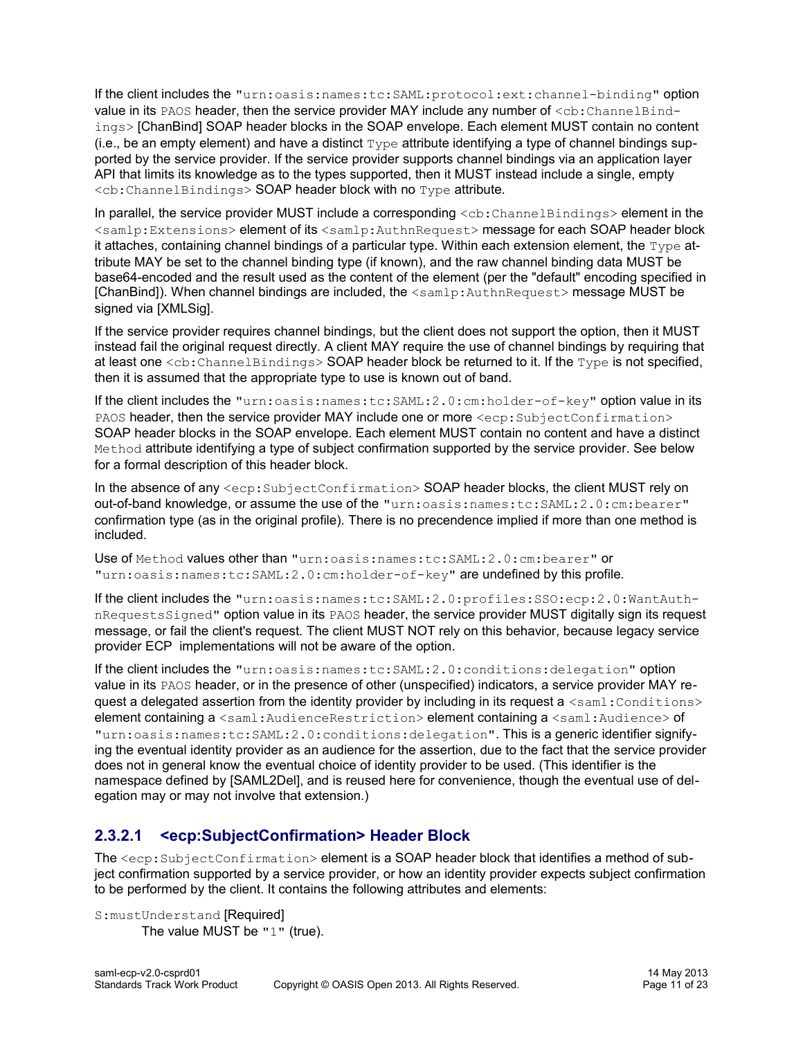If the client includes the `"urn:oasis:names:tc:SAML:protocol:ext:channel-binding"` option value in its `PAOS` header, then the service provider MAY include any number of `<cb:ChannelBindings>` [ChanBind] SOAP header blocks in the SOAP envelope. Each element MUST contain no content (i.e., be an empty element) and have a distinct `Type` attribute identifying a type of channel bindings supported by the service provider. If the service provider supports channel bindings via an application layer API that limits its knowledge as to the types supported, then it MUST instead include a single, empty `<cb:ChannelBindings>` SOAP header block with no `Type` attribute.

In parallel, the service provider MUST include a corresponding `<cb:ChannelBindings>` element in the `<samlp:Extensions>` element of its `<samlp:AuthnRequest>` message for each SOAP header block it attaches, containing channel bindings of a particular type. Within each extension element, the `Type` attribute MAY be set to the channel binding type (if known), and the raw channel binding data MUST be base64-encoded and the result used as the content of the element (per the "default" encoding specified in [ChanBind]). When channel bindings are included, the `<samlp:AuthnRequest>` message MUST be signed via [XMLSig].

If the service provider requires channel bindings, but the client does not support the option, then it MUST instead fail the original request directly. A client MAY require the use of channel bindings by requiring that at least one `<cb:ChannelBindings>` SOAP header block be returned to it. If the `Type` is not specified, then it is assumed that the appropriate type to use is known out of band.

If the client includes the `"urn:oasis:names:tc:SAML:2.0:cm:holder-of-key"` option value in its `PAOS` header, then the service provider MAY include one or more `<ecp:SubjectConfirmation>` SOAP header blocks in the SOAP envelope. Each element MUST contain no content and have a distinct `Method` attribute identifying a type of subject confirmation supported by the service provider. See below for a formal description of this header block.

In the absence of any `<ecp:SubjectConfirmation>` SOAP header blocks, the client MUST rely on out-of-band knowledge, or assume the use of the `"urn:oasis:names:tc:SAML:2.0:cm:bearer"` confirmation type (as in the original profile). There is no precendence implied if more than one method is included.

Use of `Method` values other than `"urn:oasis:names:tc:SAML:2.0:cm:bearer"` or `"urn:oasis:names:tc:SAML:2.0:cm:holder-of-key"` are undefined by this profile.

If the client includes the `"urn:oasis:names:tc:SAML:2.0:profiles:SSO:ecp:2.0:WantAuthnRequestsSigned"` option value in its `PAOS` header, the service provider MUST digitally sign its request message, or fail the client's request. The client MUST NOT rely on this behavior, because legacy service provider ECP implementations will not be aware of the option.

If the client includes the `"urn:oasis:names:tc:SAML:2.0:conditions:delegation"` option value in its `PAOS` header, or in the presence of other (unspecified) indicators, a service provider MAY request a delegated assertion from the identity provider by including in its request a `<saml:Conditions>` element containing a `<saml:AudienceRestriction>` element containing a `<saml:Audience>` of `"urn:oasis:names:tc:SAML:2.0:conditions:delegation"`. This is a generic identifier signifying the eventual identity provider as an audience for the assertion, due to the fact that the service provider does not in general know the eventual choice of identity provider to be used. (This identifier is the namespace defined by [SAML2Del], and is reused here for convenience, though the eventual use of delegation may or may not involve that extension.)

#### 2.3.2.1 <ecp:SubjectConfirmation> Header Block

The `<ecp:SubjectConfirmation>` element is a SOAP header block that identifies a method of subject confirmation supported by a service provider, or how an identity provider expects subject confirmation to be performed by the client. It contains the following attributes and elements:

`S:mustUnderstand` [Required]
: The value MUST be `"1"` (true).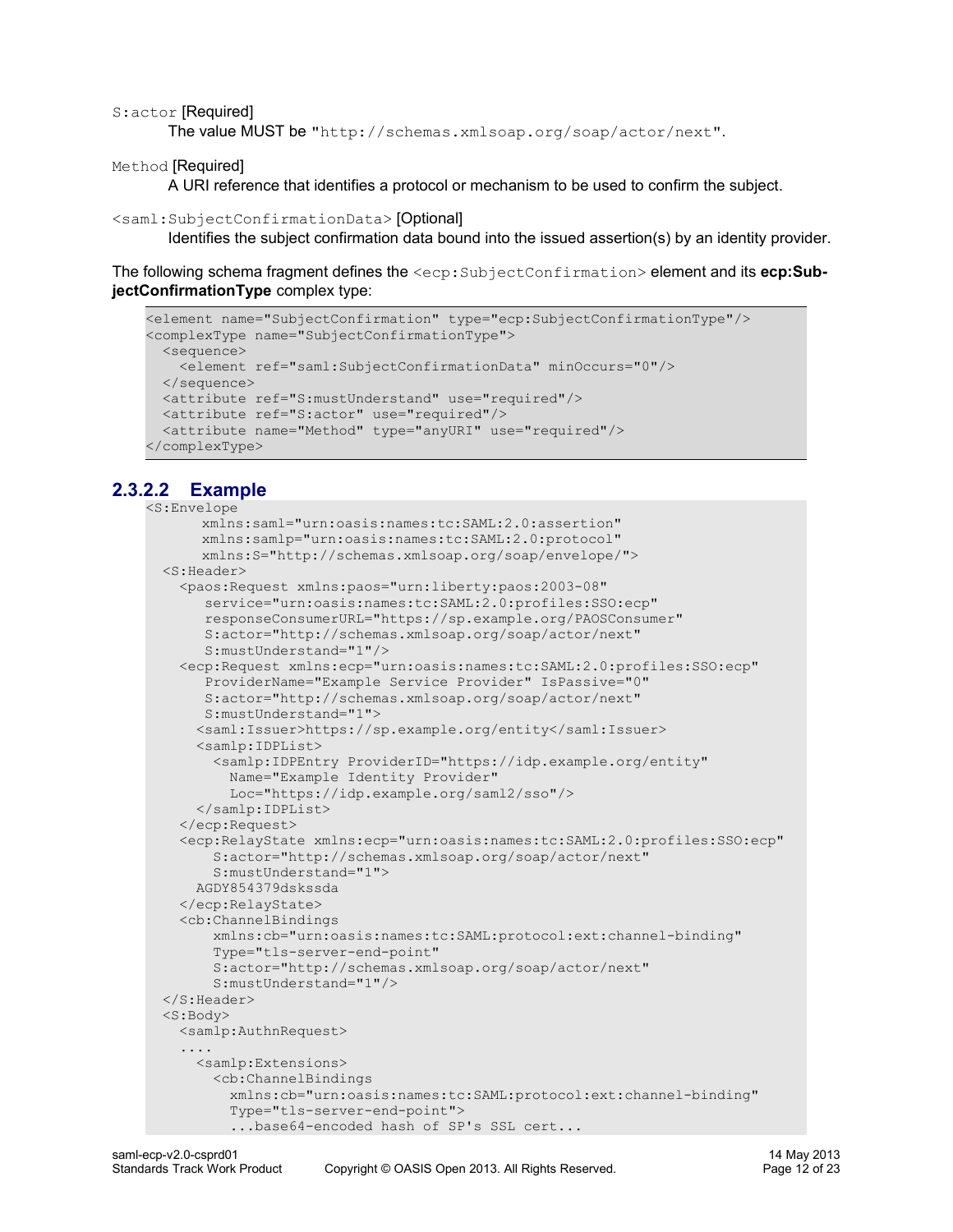`S:actor` [Required]

The value MUST be "`http://schemas.xmlsoap.org/soap/actor/next`".

`Method` [Required]

A URI reference that identifies a protocol or mechanism to be used to confirm the subject.

`<saml:SubjectConfirmationData>` [Optional]

Identifies the subject confirmation data bound into the issued assertion(s) by an identity provider.

The following schema fragment defines the `<ecp:SubjectConfirmation>` element and its **ecp:SubjectConfirmationType** complex type:

```
<element name="SubjectConfirmation" type="ecp:SubjectConfirmationType"/>
<complexType name="SubjectConfirmationType">
  <sequence>
    <element ref="saml:SubjectConfirmationData" minOccurs="0"/>
  </sequence>
  <attribute ref="S:mustUnderstand" use="required"/>
  <attribute ref="S:actor" use="required"/>
  <attribute name="Method" type="anyURI" use="required"/>
</complexType>
```

#### 2.3.2.2 Example

```
<S:Envelope
      xmlns:saml="urn:oasis:names:tc:SAML:2.0:assertion"
      xmlns:samlp="urn:oasis:names:tc:SAML:2.0:protocol"
      xmlns:S="http://schemas.xmlsoap.org/soap/envelope/">
  <S:Header>
    <paos:Request xmlns:paos="urn:liberty:paos:2003-08"
       service="urn:oasis:names:tc:SAML:2.0:profiles:SSO:ecp"
       responseConsumerURL="https://sp.example.org/PAOSConsumer"
       S:actor="http://schemas.xmlsoap.org/soap/actor/next"
       S:mustUnderstand="1"/>
    <ecp:Request xmlns:ecp="urn:oasis:names:tc:SAML:2.0:profiles:SSO:ecp"
       ProviderName="Example Service Provider" IsPassive="0"
       S:actor="http://schemas.xmlsoap.org/soap/actor/next"
       S:mustUnderstand="1">
      <saml:Issuer>https://sp.example.org/entity</saml:Issuer>
      <samlp:IDPList>
        <samlp:IDPEntry ProviderID="https://idp.example.org/entity"
          Name="Example Identity Provider"
          Loc="https://idp.example.org/saml2/sso"/>
      </samlp:IDPList>
    </ecp:Request>
    <ecp:RelayState xmlns:ecp="urn:oasis:names:tc:SAML:2.0:profiles:SSO:ecp"
        S:actor="http://schemas.xmlsoap.org/soap/actor/next"
        S:mustUnderstand="1">
      AGDY854379dskssda
    </ecp:RelayState>
    <cb:ChannelBindings
        xmlns:cb="urn:oasis:names:tc:SAML:protocol:ext:channel-binding"
        Type="tls-server-end-point"
        S:actor="http://schemas.xmlsoap.org/soap/actor/next"
        S:mustUnderstand="1"/>
  </S:Header>
  <S:Body>
    <samlp:AuthnRequest>
    ....
      <samlp:Extensions>
        <cb:ChannelBindings
          xmlns:cb="urn:oasis:names:tc:SAML:protocol:ext:channel-binding"
          Type="tls-server-end-point">
          ...base64-encoded hash of SP's SSL cert...
```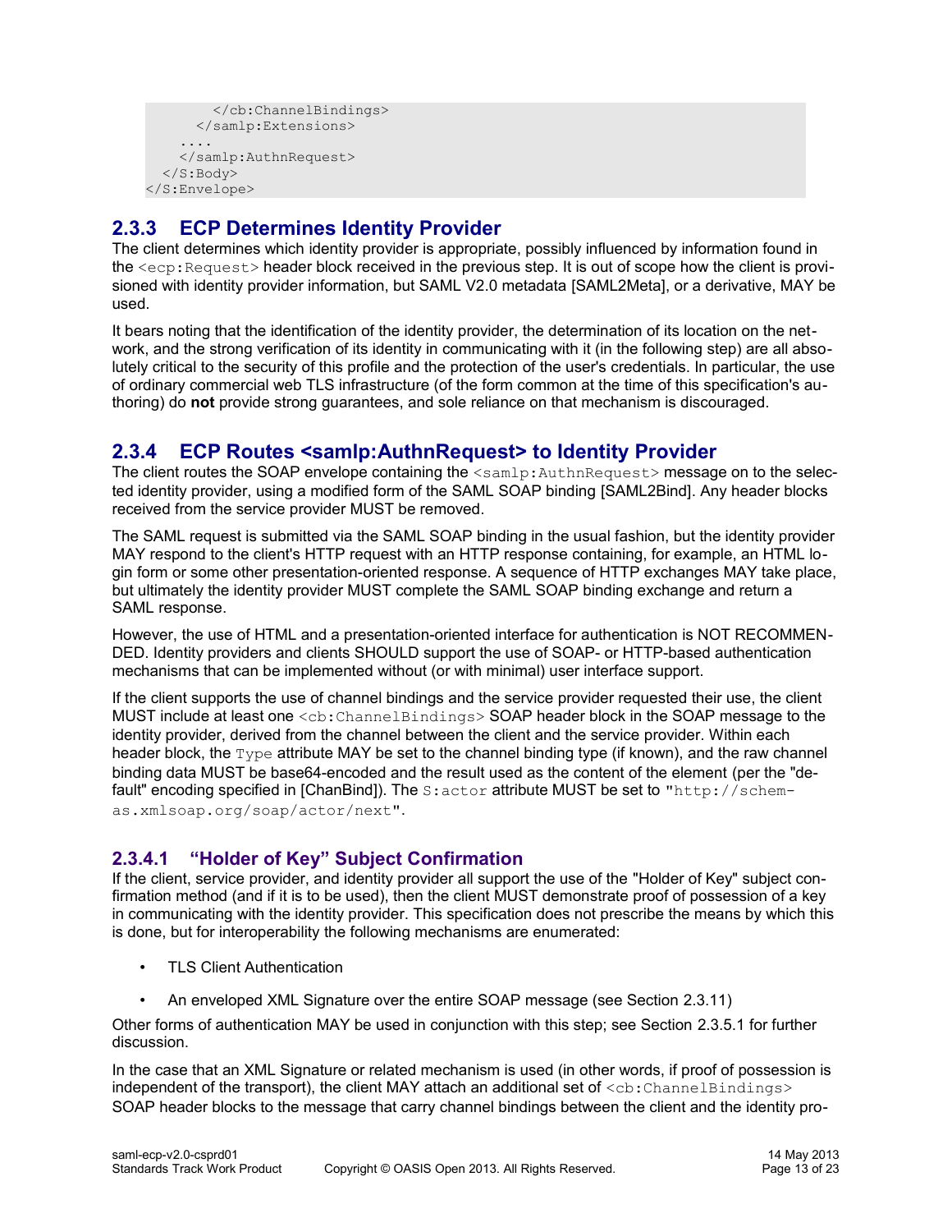```
        </cb:ChannelBindings>
      </samlp:Extensions>
    ....
    </samlp:AuthnRequest>
  </S:Body>
</S:Envelope>
```

### 2.3.3 ECP Determines Identity Provider

The client determines which identity provider is appropriate, possibly influenced by information found in the `<ecp:Request>` header block received in the previous step. It is out of scope how the client is provisioned with identity provider information, but SAML V2.0 metadata [SAML2Meta], or a derivative, MAY be used.

It bears noting that the identification of the identity provider, the determination of its location on the network, and the strong verification of its identity in communicating with it (in the following step) are all absolutely critical to the security of this profile and the protection of the user's credentials. In particular, the use of ordinary commercial web TLS infrastructure (of the form common at the time of this specification's authoring) do **not** provide strong guarantees, and sole reliance on that mechanism is discouraged.

### 2.3.4 ECP Routes <samlp:AuthnRequest> to Identity Provider

The client routes the SOAP envelope containing the `<samlp:AuthnRequest>` message on to the selected identity provider, using a modified form of the SAML SOAP binding [SAML2Bind]. Any header blocks received from the service provider MUST be removed.

The SAML request is submitted via the SAML SOAP binding in the usual fashion, but the identity provider MAY respond to the client's HTTP request with an HTTP response containing, for example, an HTML login form or some other presentation-oriented response. A sequence of HTTP exchanges MAY take place, but ultimately the identity provider MUST complete the SAML SOAP binding exchange and return a SAML response.

However, the use of HTML and a presentation-oriented interface for authentication is NOT RECOMMENDED. Identity providers and clients SHOULD support the use of SOAP- or HTTP-based authentication mechanisms that can be implemented without (or with minimal) user interface support.

If the client supports the use of channel bindings and the service provider requested their use, the client MUST include at least one `<cb:ChannelBindings>` SOAP header block in the SOAP message to the identity provider, derived from the channel between the client and the service provider. Within each header block, the `Type` attribute MAY be set to the channel binding type (if known), and the raw channel binding data MUST be base64-encoded and the result used as the content of the element (per the "default" encoding specified in [ChanBind]). The `S:actor` attribute MUST be set to "`http://schemas.xmlsoap.org/soap/actor/next`".

#### 2.3.4.1 "Holder of Key" Subject Confirmation

If the client, service provider, and identity provider all support the use of the "Holder of Key" subject confirmation method (and if it is to be used), then the client MUST demonstrate proof of possession of a key in communicating with the identity provider. This specification does not prescribe the means by which this is done, but for interoperability the following mechanisms are enumerated:

- TLS Client Authentication
- An enveloped XML Signature over the entire SOAP message (see Section 2.3.11)

Other forms of authentication MAY be used in conjunction with this step; see Section 2.3.5.1 for further discussion.

In the case that an XML Signature or related mechanism is used (in other words, if proof of possession is independent of the transport), the client MAY attach an additional set of `<cb:ChannelBindings>` SOAP header blocks to the message that carry channel bindings between the client and the identity pro-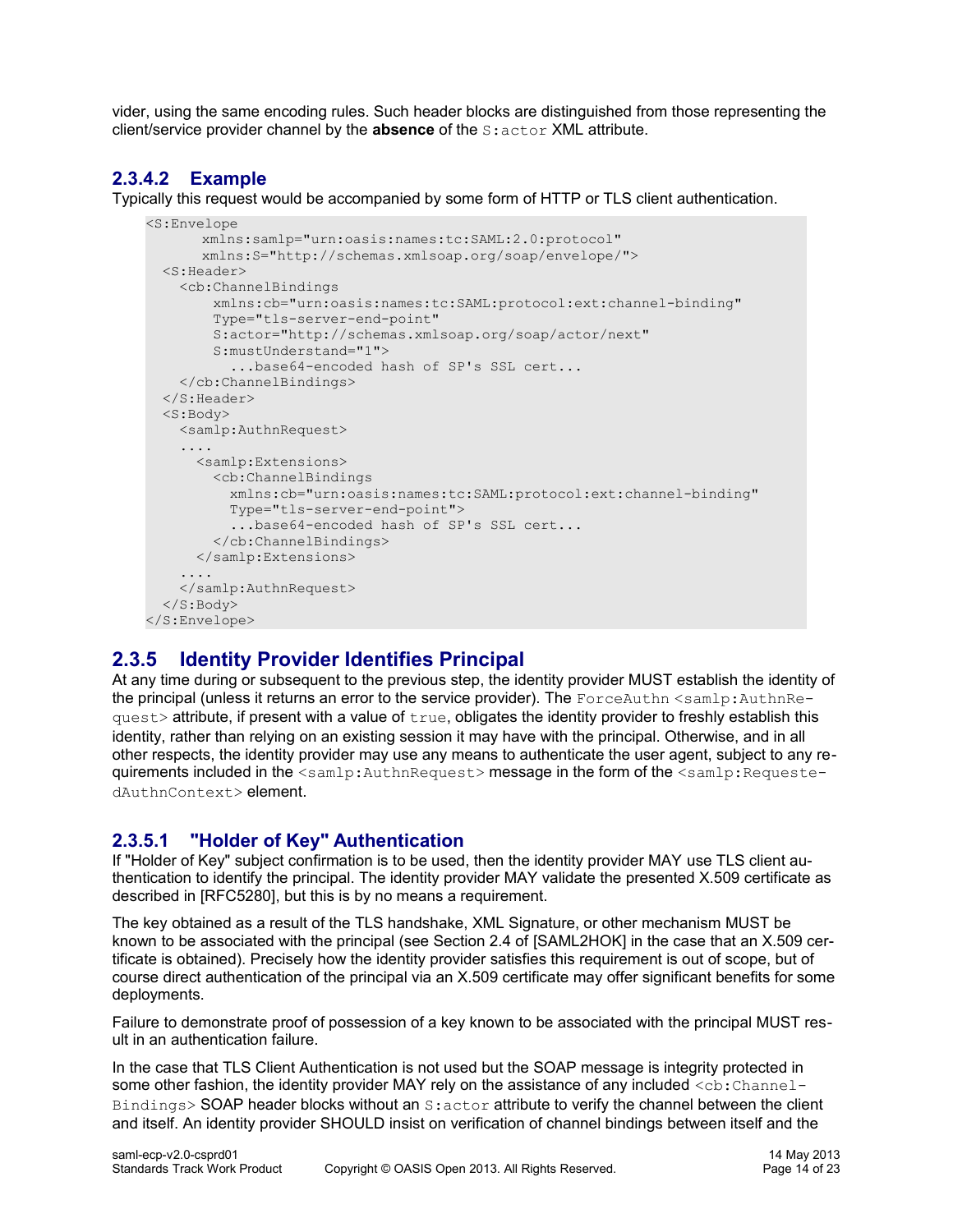vider, using the same encoding rules. Such header blocks are distinguished from those representing the client/service provider channel by the **absence** of the `S:actor` XML attribute.

#### 2.3.4.2 Example

Typically this request would be accompanied by some form of HTTP or TLS client authentication.

```
<S:Envelope
      xmlns:samlp="urn:oasis:names:tc:SAML:2.0:protocol"
      xmlns:S="http://schemas.xmlsoap.org/soap/envelope/">
  <S:Header>
    <cb:ChannelBindings
        xmlns:cb="urn:oasis:names:tc:SAML:protocol:ext:channel-binding"
        Type="tls-server-end-point"
        S:actor="http://schemas.xmlsoap.org/soap/actor/next"
        S:mustUnderstand="1">
          ...base64-encoded hash of SP's SSL cert...
    </cb:ChannelBindings>
  </S:Header>
  <S:Body>
    <samlp:AuthnRequest>
    ....
      <samlp:Extensions>
        <cb:ChannelBindings
          xmlns:cb="urn:oasis:names:tc:SAML:protocol:ext:channel-binding"
          Type="tls-server-end-point">
          ...base64-encoded hash of SP's SSL cert...
        </cb:ChannelBindings>
      </samlp:Extensions>
    ....
    </samlp:AuthnRequest>
  </S:Body>
</S:Envelope>
```

### 2.3.5 Identity Provider Identifies Principal

At any time during or subsequent to the previous step, the identity provider MUST establish the identity of the principal (unless it returns an error to the service provider). The `ForceAuthn` `<samlp:AuthnRequest>` attribute, if present with a value of `true`, obligates the identity provider to freshly establish this identity, rather than relying on an existing session it may have with the principal. Otherwise, and in all other respects, the identity provider may use any means to authenticate the user agent, subject to any requirements included in the `<samlp:AuthnRequest>` message in the form of the `<samlp:RequestedAuthnContext>` element.

#### 2.3.5.1 "Holder of Key" Authentication

If "Holder of Key" subject confirmation is to be used, then the identity provider MAY use TLS client authentication to identify the principal. The identity provider MAY validate the presented X.509 certificate as described in [RFC5280], but this is by no means a requirement.

The key obtained as a result of the TLS handshake, XML Signature, or other mechanism MUST be known to be associated with the principal (see Section 2.4 of [SAML2HOK] in the case that an X.509 certificate is obtained). Precisely how the identity provider satisfies this requirement is out of scope, but of course direct authentication of the principal via an X.509 certificate may offer significant benefits for some deployments.

Failure to demonstrate proof of possession of a key known to be associated with the principal MUST result in an authentication failure.

In the case that TLS Client Authentication is not used but the SOAP message is integrity protected in some other fashion, the identity provider MAY rely on the assistance of any included `<cb:ChannelBindings>` SOAP header blocks without an `S:actor` attribute to verify the channel between the client and itself. An identity provider SHOULD insist on verification of channel bindings between itself and the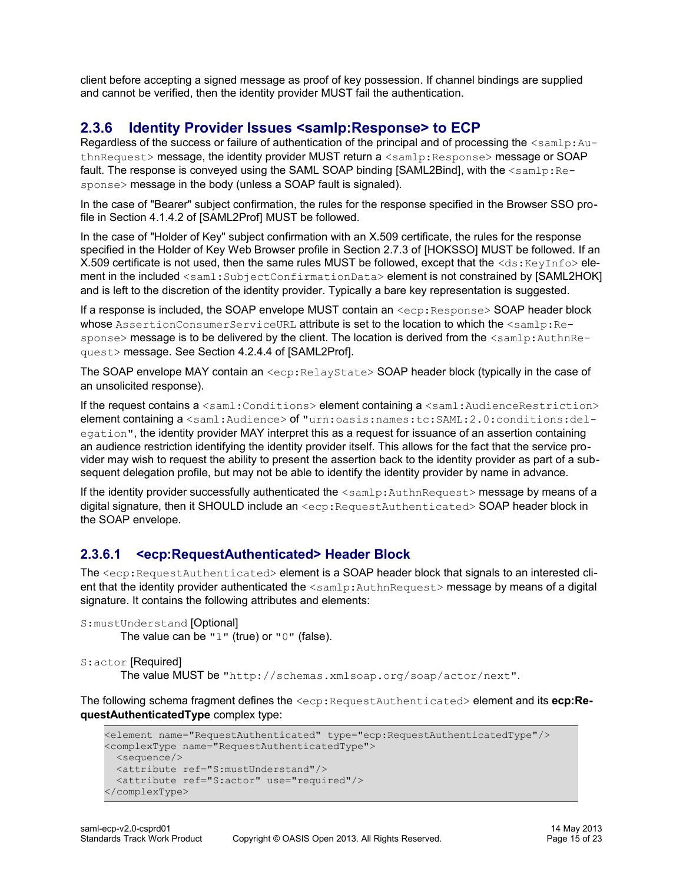client before accepting a signed message as proof of key possession. If channel bindings are supplied and cannot be verified, then the identity provider MUST fail the authentication.

### 2.3.6 Identity Provider Issues <samlp:Response> to ECP

Regardless of the success or failure of authentication of the principal and of processing the `<samlp:AuthnRequest>` message, the identity provider MUST return a `<samlp:Response>` message or SOAP fault. The response is conveyed using the SAML SOAP binding [SAML2Bind], with the `<samlp:Response>` message in the body (unless a SOAP fault is signaled).

In the case of "Bearer" subject confirmation, the rules for the response specified in the Browser SSO profile in Section 4.1.4.2 of [SAML2Prof] MUST be followed.

In the case of "Holder of Key" subject confirmation with an X.509 certificate, the rules for the response specified in the Holder of Key Web Browser profile in Section 2.7.3 of [HOKSSO] MUST be followed. If an X.509 certificate is not used, then the same rules MUST be followed, except that the `<ds:KeyInfo>` element in the included `<saml:SubjectConfirmationData>` element is not constrained by [SAML2HOK] and is left to the discretion of the identity provider. Typically a bare key representation is suggested.

If a response is included, the SOAP envelope MUST contain an `<ecp:Response>` SOAP header block whose `AssertionConsumerServiceURL` attribute is set to the location to which the `<samlp:Response>` message is to be delivered by the client. The location is derived from the `<samlp:AuthnRequest>` message. See Section 4.2.4.4 of [SAML2Prof].

The SOAP envelope MAY contain an `<ecp:RelayState>` SOAP header block (typically in the case of an unsolicited response).

If the request contains a `<saml:Conditions>` element containing a `<saml:AudienceRestriction>` element containing a `<saml:Audience>` of `"urn:oasis:names:tc:SAML:2.0:conditions:delegation"`, the identity provider MAY interpret this as a request for issuance of an assertion containing an audience restriction identifying the identity provider itself. This allows for the fact that the service provider may wish to request the ability to present the assertion back to the identity provider as part of a subsequent delegation profile, but may not be able to identify the identity provider by name in advance.

If the identity provider successfully authenticated the `<samlp:AuthnRequest>` message by means of a digital signature, then it SHOULD include an `<ecp:RequestAuthenticated>` SOAP header block in the SOAP envelope.

#### 2.3.6.1 <ecp:RequestAuthenticated> Header Block

The `<ecp:RequestAuthenticated>` element is a SOAP header block that signals to an interested client that the identity provider authenticated the `<samlp:AuthnRequest>` message by means of a digital signature. It contains the following attributes and elements:

`S:mustUnderstand` [Optional]
: The value can be `"1"` (true) or `"0"` (false).

`S:actor` [Required]
: The value MUST be `"http://schemas.xmlsoap.org/soap/actor/next"`.

The following schema fragment defines the `<ecp:RequestAuthenticated>` element and its **ecp:RequestAuthenticatedType** complex type:

```
<element name="RequestAuthenticated" type="ecp:RequestAuthenticatedType"/>
<complexType name="RequestAuthenticatedType">
  <sequence/>
  <attribute ref="S:mustUnderstand"/>
  <attribute ref="S:actor" use="required"/>
</complexType>
```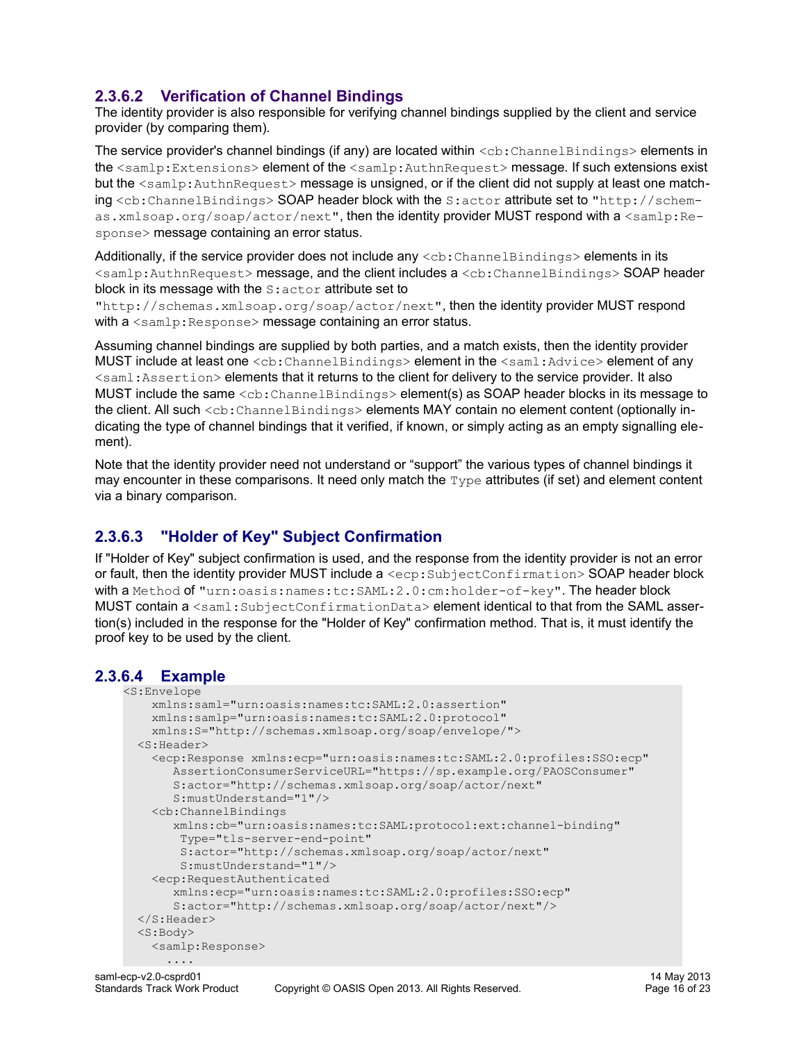#### 2.3.6.2 Verification of Channel Bindings

The identity provider is also responsible for verifying channel bindings supplied by the client and service provider (by comparing them).

The service provider's channel bindings (if any) are located within `<cb:ChannelBindings>` elements in the `<samlp:Extensions>` element of the `<samlp:AuthnRequest>` message. If such extensions exist but the `<samlp:AuthnRequest>` message is unsigned, or if the client did not supply at least one matching `<cb:ChannelBindings>` SOAP header block with the `S:actor` attribute set to "`http://schemas.xmlsoap.org/soap/actor/next`", then the identity provider MUST respond with a `<samlp:Response>` message containing an error status.

Additionally, if the service provider does not include any `<cb:ChannelBindings>` elements in its `<samlp:AuthnRequest>` message, and the client includes a `<cb:ChannelBindings>` SOAP header block in its message with the `S:actor` attribute set to "`http://schemas.xmlsoap.org/soap/actor/next`", then the identity provider MUST respond with a `<samlp:Response>` message containing an error status.

Assuming channel bindings are supplied by both parties, and a match exists, then the identity provider MUST include at least one `<cb:ChannelBindings>` element in the `<saml:Advice>` element of any `<saml:Assertion>` elements that it returns to the client for delivery to the service provider. It also MUST include the same `<cb:ChannelBindings>` element(s) as SOAP header blocks in its message to the client. All such `<cb:ChannelBindings>` elements MAY contain no element content (optionally indicating the type of channel bindings that it verified, if known, or simply acting as an empty signalling element).

Note that the identity provider need not understand or "support" the various types of channel bindings it may encounter in these comparisons. It need only match the `Type` attributes (if set) and element content via a binary comparison.

#### 2.3.6.3 "Holder of Key" Subject Confirmation

If "Holder of Key" subject confirmation is used, and the response from the identity provider is not an error or fault, then the identity provider MUST include a `<ecp:SubjectConfirmation>` SOAP header block with a `Method` of "`urn:oasis:names:tc:SAML:2.0:cm:holder-of-key`". The header block MUST contain a `<saml:SubjectConfirmationData>` element identical to that from the SAML assertion(s) included in the response for the "Holder of Key" confirmation method. That is, it must identify the proof key to be used by the client.

#### 2.3.6.4 Example

```
<S:Envelope
    xmlns:saml="urn:oasis:names:tc:SAML:2.0:assertion"
    xmlns:samlp="urn:oasis:names:tc:SAML:2.0:protocol"
    xmlns:S="http://schemas.xmlsoap.org/soap/envelope/">
  <S:Header>
    <ecp:Response xmlns:ecp="urn:oasis:names:tc:SAML:2.0:profiles:SSO:ecp"
       AssertionConsumerServiceURL="https://sp.example.org/PAOSConsumer"
       S:actor="http://schemas.xmlsoap.org/soap/actor/next"
       S:mustUnderstand="1"/>
    <cb:ChannelBindings
       xmlns:cb="urn:oasis:names:tc:SAML:protocol:ext:channel-binding"
        Type="tls-server-end-point"
        S:actor="http://schemas.xmlsoap.org/soap/actor/next"
        S:mustUnderstand="1"/>
    <ecp:RequestAuthenticated
       xmlns:ecp="urn:oasis:names:tc:SAML:2.0:profiles:SSO:ecp"
       S:actor="http://schemas.xmlsoap.org/soap/actor/next"/>
  </S:Header>
  <S:Body>
    <samlp:Response>
      ....
```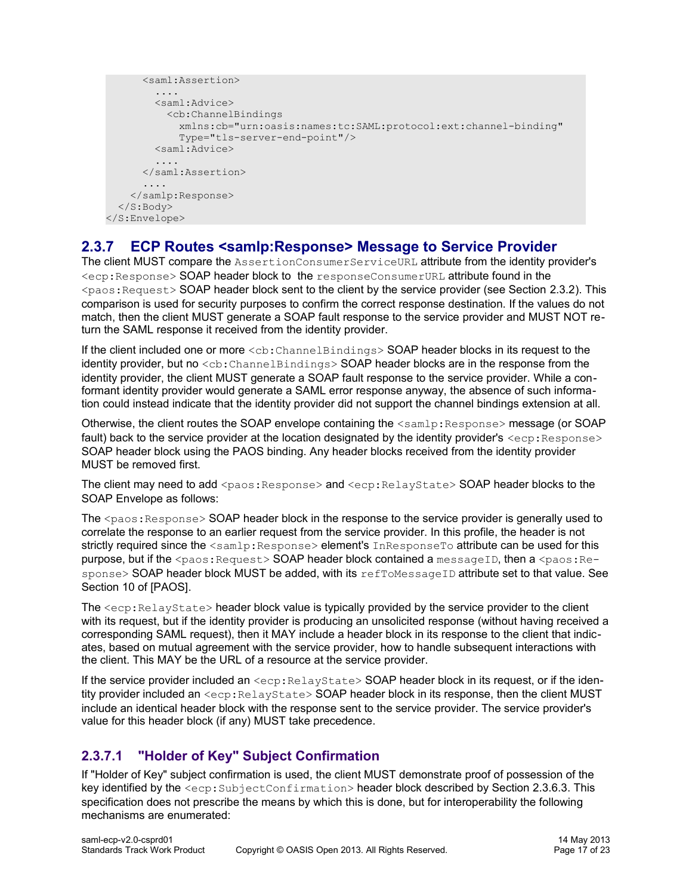```
      <saml:Assertion>
        ....
        <saml:Advice>
          <cb:ChannelBindings
            xmlns:cb="urn:oasis:names:tc:SAML:protocol:ext:channel-binding"
            Type="tls-server-end-point"/>
        <saml:Advice>
        ....
      </saml:Assertion>
      ....
    </samlp:Response>
  </S:Body>
</S:Envelope>
```

### 2.3.7 ECP Routes <samlp:Response> Message to Service Provider

The client MUST compare the `AssertionConsumerServiceURL` attribute from the identity provider's `<ecp:Response>` SOAP header block to the `responseConsumerURL` attribute found in the `<paos:Request>` SOAP header block sent to the client by the service provider (see Section 2.3.2). This comparison is used for security purposes to confirm the correct response destination. If the values do not match, then the client MUST generate a SOAP fault response to the service provider and MUST NOT return the SAML response it received from the identity provider.

If the client included one or more `<cb:ChannelBindings>` SOAP header blocks in its request to the identity provider, but no `<cb:ChannelBindings>` SOAP header blocks are in the response from the identity provider, the client MUST generate a SOAP fault response to the service provider. While a conformant identity provider would generate a SAML error response anyway, the absence of such information could instead indicate that the identity provider did not support the channel bindings extension at all.

Otherwise, the client routes the SOAP envelope containing the `<samlp:Response>` message (or SOAP fault) back to the service provider at the location designated by the identity provider's `<ecp:Response>` SOAP header block using the PAOS binding. Any header blocks received from the identity provider MUST be removed first.

The client may need to add `<paos:Response>` and `<ecp:RelayState>` SOAP header blocks to the SOAP Envelope as follows:

The `<paos:Response>` SOAP header block in the response to the service provider is generally used to correlate the response to an earlier request from the service provider. In this profile, the header is not strictly required since the `<samlp:Response>` element's `InResponseTo` attribute can be used for this purpose, but if the `<paos:Request>` SOAP header block contained a `messageID`, then a `<paos:Response>` SOAP header block MUST be added, with its `refToMessageID` attribute set to that value. See Section 10 of [PAOS].

The `<ecp:RelayState>` header block value is typically provided by the service provider to the client with its request, but if the identity provider is producing an unsolicited response (without having received a corresponding SAML request), then it MAY include a header block in its response to the client that indicates, based on mutual agreement with the service provider, how to handle subsequent interactions with the client. This MAY be the URL of a resource at the service provider.

If the service provider included an `<ecp:RelayState>` SOAP header block in its request, or if the identity provider included an `<ecp:RelayState>` SOAP header block in its response, then the client MUST include an identical header block with the response sent to the service provider. The service provider's value for this header block (if any) MUST take precedence.

#### 2.3.7.1 "Holder of Key" Subject Confirmation

If "Holder of Key" subject confirmation is used, the client MUST demonstrate proof of possession of the key identified by the `<ecp:SubjectConfirmation>` header block described by Section 2.3.6.3. This specification does not prescribe the means by which this is done, but for interoperability the following mechanisms are enumerated: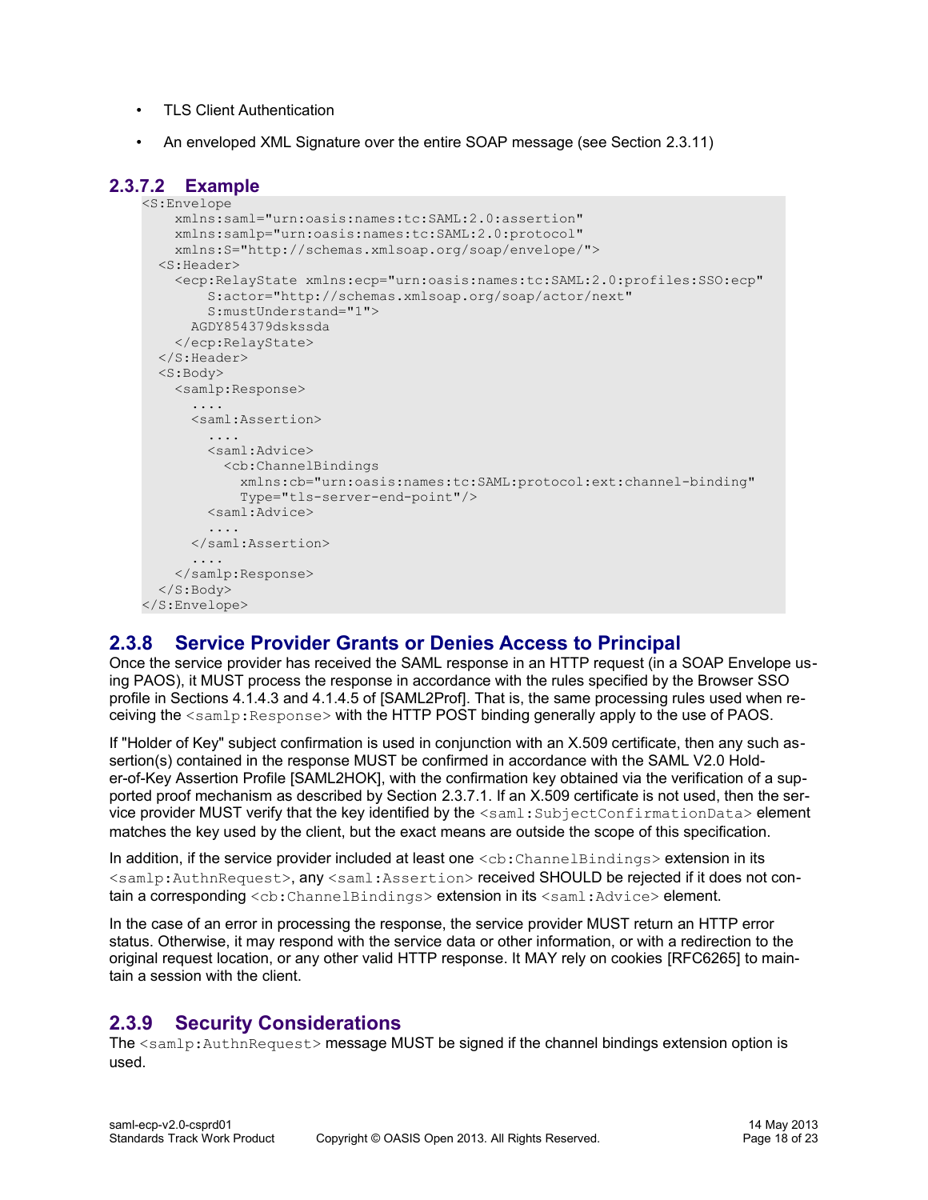- TLS Client Authentication
- An enveloped XML Signature over the entire SOAP message (see Section 2.3.11)

#### 2.3.7.2 Example

```
<S:Envelope
    xmlns:saml="urn:oasis:names:tc:SAML:2.0:assertion"
    xmlns:samlp="urn:oasis:names:tc:SAML:2.0:protocol"
    xmlns:S="http://schemas.xmlsoap.org/soap/envelope/">
  <S:Header>
    <ecp:RelayState xmlns:ecp="urn:oasis:names:tc:SAML:2.0:profiles:SSO:ecp"
        S:actor="http://schemas.xmlsoap.org/soap/actor/next"
        S:mustUnderstand="1">
      AGDY854379dskssda
    </ecp:RelayState>
  </S:Header>
  <S:Body>
    <samlp:Response>
      ....
      <saml:Assertion>
        ....
        <saml:Advice>
          <cb:ChannelBindings
            xmlns:cb="urn:oasis:names:tc:SAML:protocol:ext:channel-binding"
            Type="tls-server-end-point"/>
        <saml:Advice>
        ....
      </saml:Assertion>
      ....
    </samlp:Response>
  </S:Body>
</S:Envelope>
```

### 2.3.8 Service Provider Grants or Denies Access to Principal

Once the service provider has received the SAML response in an HTTP request (in a SOAP Envelope using PAOS), it MUST process the response in accordance with the rules specified by the Browser SSO profile in Sections 4.1.4.3 and 4.1.4.5 of [SAML2Prof]. That is, the same processing rules used when receiving the `<samlp:Response>` with the HTTP POST binding generally apply to the use of PAOS.

If "Holder of Key" subject confirmation is used in conjunction with an X.509 certificate, then any such assertion(s) contained in the response MUST be confirmed in accordance with the SAML V2.0 Holder-of-Key Assertion Profile [SAML2HOK], with the confirmation key obtained via the verification of a supported proof mechanism as described by Section 2.3.7.1. If an X.509 certificate is not used, then the service provider MUST verify that the key identified by the `<saml:SubjectConfirmationData>` element matches the key used by the client, but the exact means are outside the scope of this specification.

In addition, if the service provider included at least one `<cb:ChannelBindings>` extension in its `<samlp:AuthnRequest>`, any `<saml:Assertion>` received SHOULD be rejected if it does not contain a corresponding `<cb:ChannelBindings>` extension in its `<saml:Advice>` element.

In the case of an error in processing the response, the service provider MUST return an HTTP error status. Otherwise, it may respond with the service data or other information, or with a redirection to the original request location, or any other valid HTTP response. It MAY rely on cookies [RFC6265] to maintain a session with the client.

### 2.3.9 Security Considerations

The `<samlp:AuthnRequest>` message MUST be signed if the channel bindings extension option is used.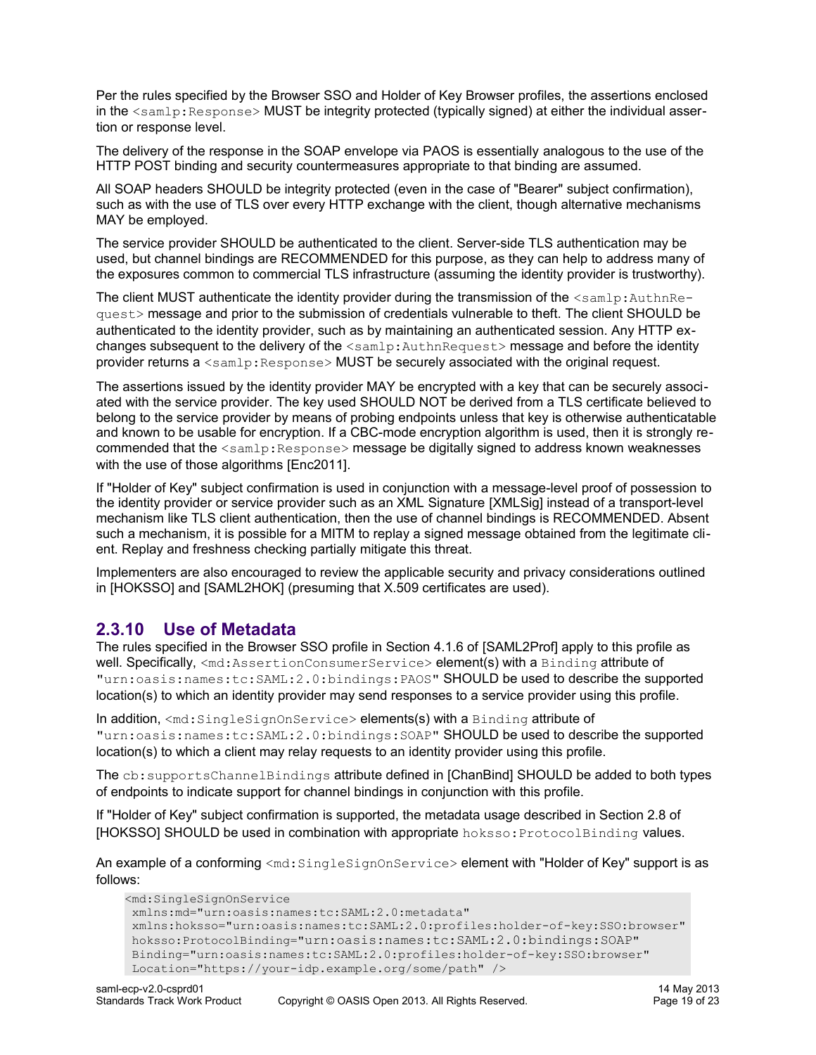Per the rules specified by the Browser SSO and Holder of Key Browser profiles, the assertions enclosed in the `<samlp:Response>` MUST be integrity protected (typically signed) at either the individual assertion or response level.

The delivery of the response in the SOAP envelope via PAOS is essentially analogous to the use of the HTTP POST binding and security countermeasures appropriate to that binding are assumed.

All SOAP headers SHOULD be integrity protected (even in the case of "Bearer" subject confirmation), such as with the use of TLS over every HTTP exchange with the client, though alternative mechanisms MAY be employed.

The service provider SHOULD be authenticated to the client. Server-side TLS authentication may be used, but channel bindings are RECOMMENDED for this purpose, as they can help to address many of the exposures common to commercial TLS infrastructure (assuming the identity provider is trustworthy).

The client MUST authenticate the identity provider during the transmission of the `<samlp:AuthnRequest>` message and prior to the submission of credentials vulnerable to theft. The client SHOULD be authenticated to the identity provider, such as by maintaining an authenticated session. Any HTTP exchanges subsequent to the delivery of the `<samlp:AuthnRequest>` message and before the identity provider returns a `<samlp:Response>` MUST be securely associated with the original request.

The assertions issued by the identity provider MAY be encrypted with a key that can be securely associated with the service provider. The key used SHOULD NOT be derived from a TLS certificate believed to belong to the service provider by means of probing endpoints unless that key is otherwise authenticatable and known to be usable for encryption. If a CBC-mode encryption algorithm is used, then it is strongly recommended that the `<samlp:Response>` message be digitally signed to address known weaknesses with the use of those algorithms [Enc2011].

If "Holder of Key" subject confirmation is used in conjunction with a message-level proof of possession to the identity provider or service provider such as an XML Signature [XMLSig] instead of a transport-level mechanism like TLS client authentication, then the use of channel bindings is RECOMMENDED. Absent such a mechanism, it is possible for a MITM to replay a signed message obtained from the legitimate client. Replay and freshness checking partially mitigate this threat.

Implementers are also encouraged to review the applicable security and privacy considerations outlined in [HOKSSO] and [SAML2HOK] (presuming that X.509 certificates are used).

### 2.3.10 Use of Metadata

The rules specified in the Browser SSO profile in Section 4.1.6 of [SAML2Prof] apply to this profile as well. Specifically, `<md:AssertionConsumerService>` element(s) with a `Binding` attribute of `"urn:oasis:names:tc:SAML:2.0:bindings:PAOS"` SHOULD be used to describe the supported location(s) to which an identity provider may send responses to a service provider using this profile.

In addition, `<md:SingleSignOnService>` elements(s) with a `Binding` attribute of `"urn:oasis:names:tc:SAML:2.0:bindings:SOAP"` SHOULD be used to describe the supported location(s) to which a client may relay requests to an identity provider using this profile.

The `cb:supportsChannelBindings` attribute defined in [ChanBind] SHOULD be added to both types of endpoints to indicate support for channel bindings in conjunction with this profile.

If "Holder of Key" subject confirmation is supported, the metadata usage described in Section 2.8 of [HOKSSO] SHOULD be used in combination with appropriate `hoksso:ProtocolBinding` values.

An example of a conforming `<md:SingleSignOnService>` element with "Holder of Key" support is as follows:

```
<md:SingleSignOnService
 xmlns:md="urn:oasis:names:tc:SAML:2.0:metadata"
 xmlns:hoksso="urn:oasis:names:tc:SAML:2.0:profiles:holder-of-key:SSO:browser"
 hoksso:ProtocolBinding="urn:oasis:names:tc:SAML:2.0:bindings:SOAP"
 Binding="urn:oasis:names:tc:SAML:2.0:profiles:holder-of-key:SSO:browser"
 Location="https://your-idp.example.org/some/path" />
```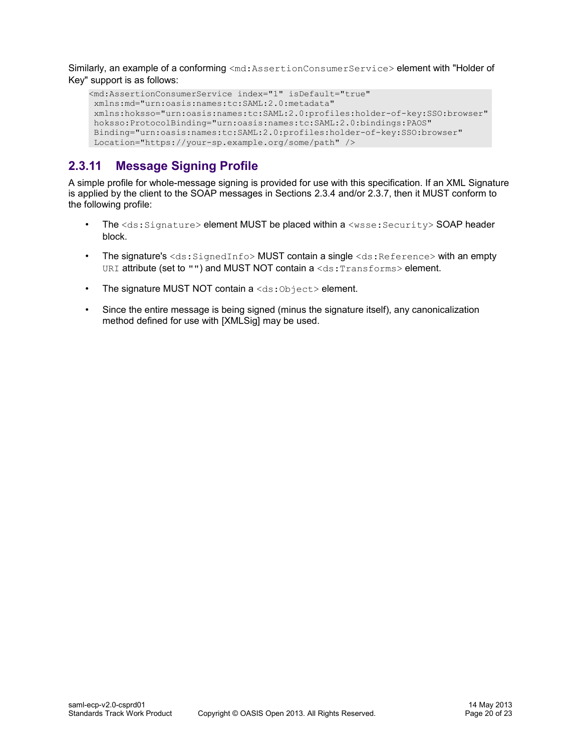Similarly, an example of a conforming `<md:AssertionConsumerService>` element with "Holder of Key" support is as follows:

```
<md:AssertionConsumerService index="1" isDefault="true"
 xmlns:md="urn:oasis:names:tc:SAML:2.0:metadata"
 xmlns:hoksso="urn:oasis:names:tc:SAML:2.0:profiles:holder-of-key:SSO:browser"
 hoksso:ProtocolBinding="urn:oasis:names:tc:SAML:2.0:bindings:PAOS"
 Binding="urn:oasis:names:tc:SAML:2.0:profiles:holder-of-key:SSO:browser"
 Location="https://your-sp.example.org/some/path" />
```

### 2.3.11 Message Signing Profile

A simple profile for whole-message signing is provided for use with this specification. If an XML Signature is applied by the client to the SOAP messages in Sections 2.3.4 and/or 2.3.7, then it MUST conform to the following profile:

- The `<ds:Signature>` element MUST be placed within a `<wsse:Security>` SOAP header block.
- The signature's `<ds:SignedInfo>` MUST contain a single `<ds:Reference>` with an empty `URI` attribute (set to `""`) and MUST NOT contain a `<ds:Transforms>` element.
- The signature MUST NOT contain a `<ds:Object>` element.
- Since the entire message is being signed (minus the signature itself), any canonicalization method defined for use with [XMLSig] may be used.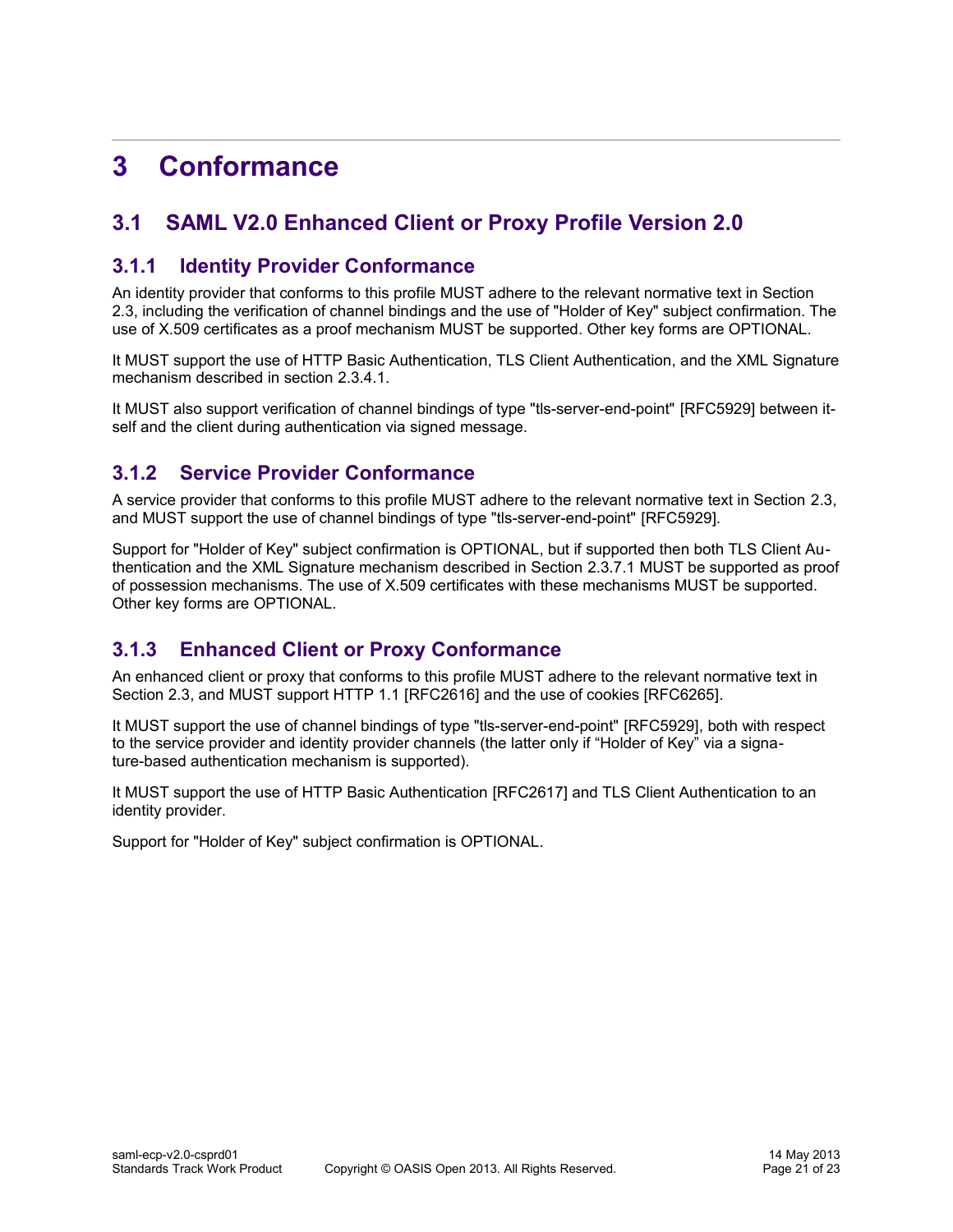# 3 Conformance

## 3.1 SAML V2.0 Enhanced Client or Proxy Profile Version 2.0

### 3.1.1 Identity Provider Conformance

An identity provider that conforms to this profile MUST adhere to the relevant normative text in Section 2.3, including the verification of channel bindings and the use of "Holder of Key" subject confirmation. The use of X.509 certificates as a proof mechanism MUST be supported. Other key forms are OPTIONAL.

It MUST support the use of HTTP Basic Authentication, TLS Client Authentication, and the XML Signature mechanism described in section 2.3.4.1.

It MUST also support verification of channel bindings of type "tls-server-end-point" [RFC5929] between itself and the client during authentication via signed message.

### 3.1.2 Service Provider Conformance

A service provider that conforms to this profile MUST adhere to the relevant normative text in Section 2.3, and MUST support the use of channel bindings of type "tls-server-end-point" [RFC5929].

Support for "Holder of Key" subject confirmation is OPTIONAL, but if supported then both TLS Client Authentication and the XML Signature mechanism described in Section 2.3.7.1 MUST be supported as proof of possession mechanisms. The use of X.509 certificates with these mechanisms MUST be supported. Other key forms are OPTIONAL.

### 3.1.3 Enhanced Client or Proxy Conformance

An enhanced client or proxy that conforms to this profile MUST adhere to the relevant normative text in Section 2.3, and MUST support HTTP 1.1 [RFC2616] and the use of cookies [RFC6265].

It MUST support the use of channel bindings of type "tls-server-end-point" [RFC5929], both with respect to the service provider and identity provider channels (the latter only if “Holder of Key” via a signature-based authentication mechanism is supported).

It MUST support the use of HTTP Basic Authentication [RFC2617] and TLS Client Authentication to an identity provider.

Support for "Holder of Key" subject confirmation is OPTIONAL.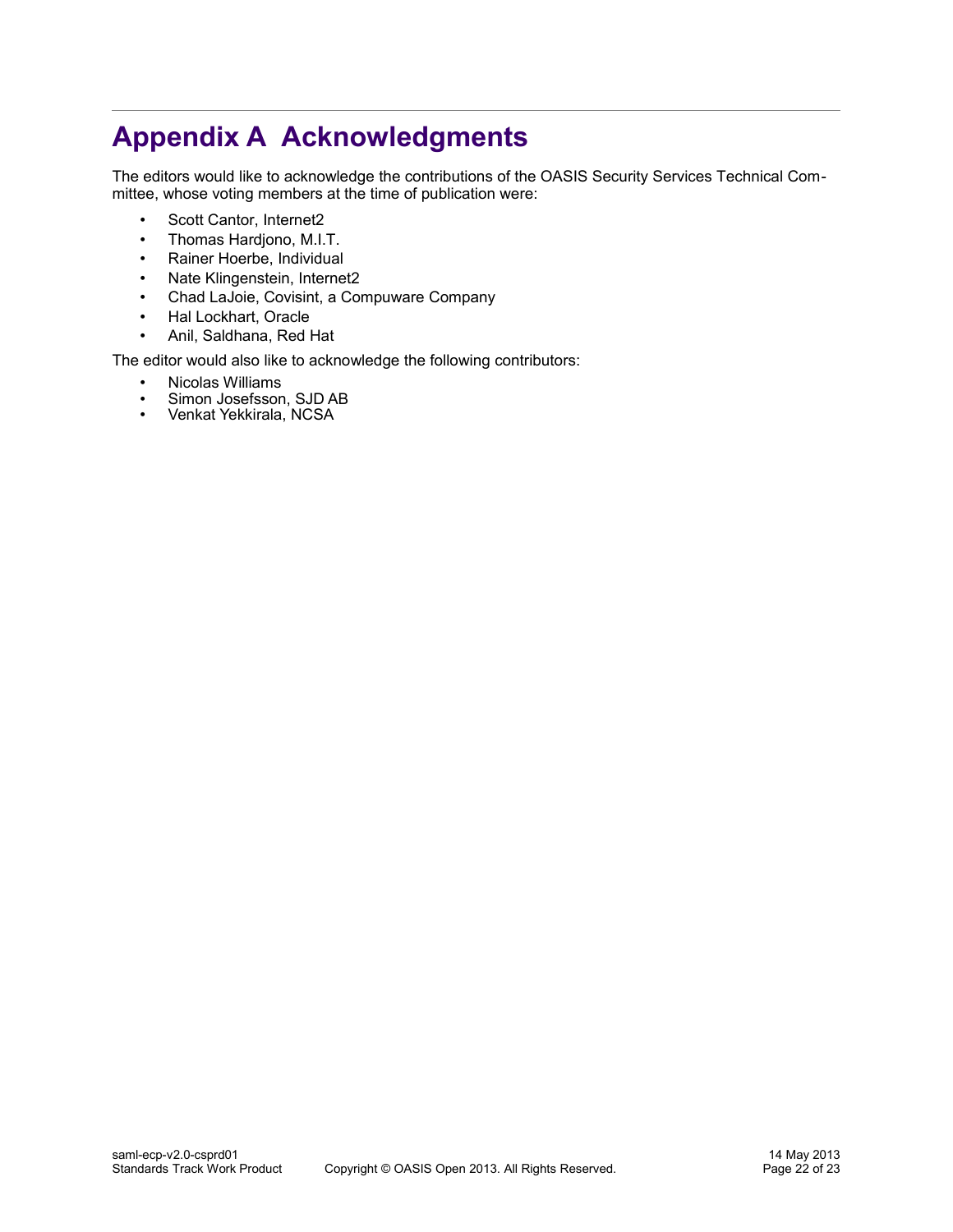# Appendix A Acknowledgments

The editors would like to acknowledge the contributions of the OASIS Security Services Technical Committee, whose voting members at the time of publication were:

- Scott Cantor, Internet2
- Thomas Hardjono, M.I.T.
- Rainer Hoerbe, Individual
- Nate Klingenstein, Internet2
- Chad LaJoie, Covisint, a Compuware Company
- Hal Lockhart, Oracle
- Anil, Saldhana, Red Hat

The editor would also like to acknowledge the following contributors:

- Nicolas Williams
- Simon Josefsson, SJD AB
- Venkat Yekkirala, NCSA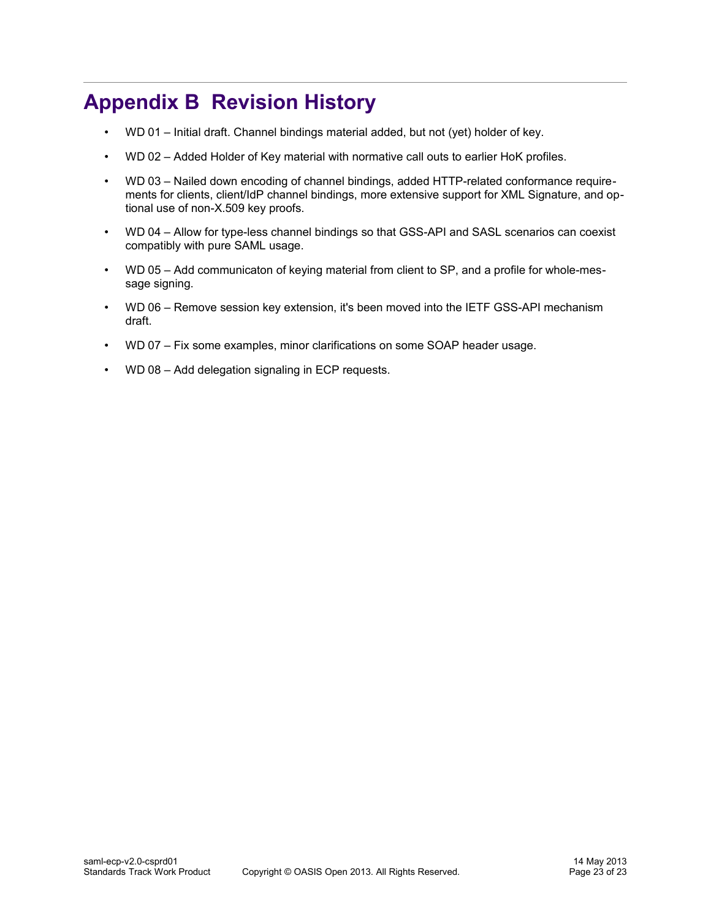# Appendix B Revision History

- WD 01 – Initial draft. Channel bindings material added, but not (yet) holder of key.
- WD 02 – Added Holder of Key material with normative call outs to earlier HoK profiles.
- WD 03 – Nailed down encoding of channel bindings, added HTTP-related conformance requirements for clients, client/IdP channel bindings, more extensive support for XML Signature, and optional use of non-X.509 key proofs.
- WD 04 – Allow for type-less channel bindings so that GSS-API and SASL scenarios can coexist compatibly with pure SAML usage.
- WD 05 – Add communicaton of keying material from client to SP, and a profile for whole-message signing.
- WD 06 – Remove session key extension, it's been moved into the IETF GSS-API mechanism draft.
- WD 07 – Fix some examples, minor clarifications on some SOAP header usage.
- WD 08 – Add delegation signaling in ECP requests.